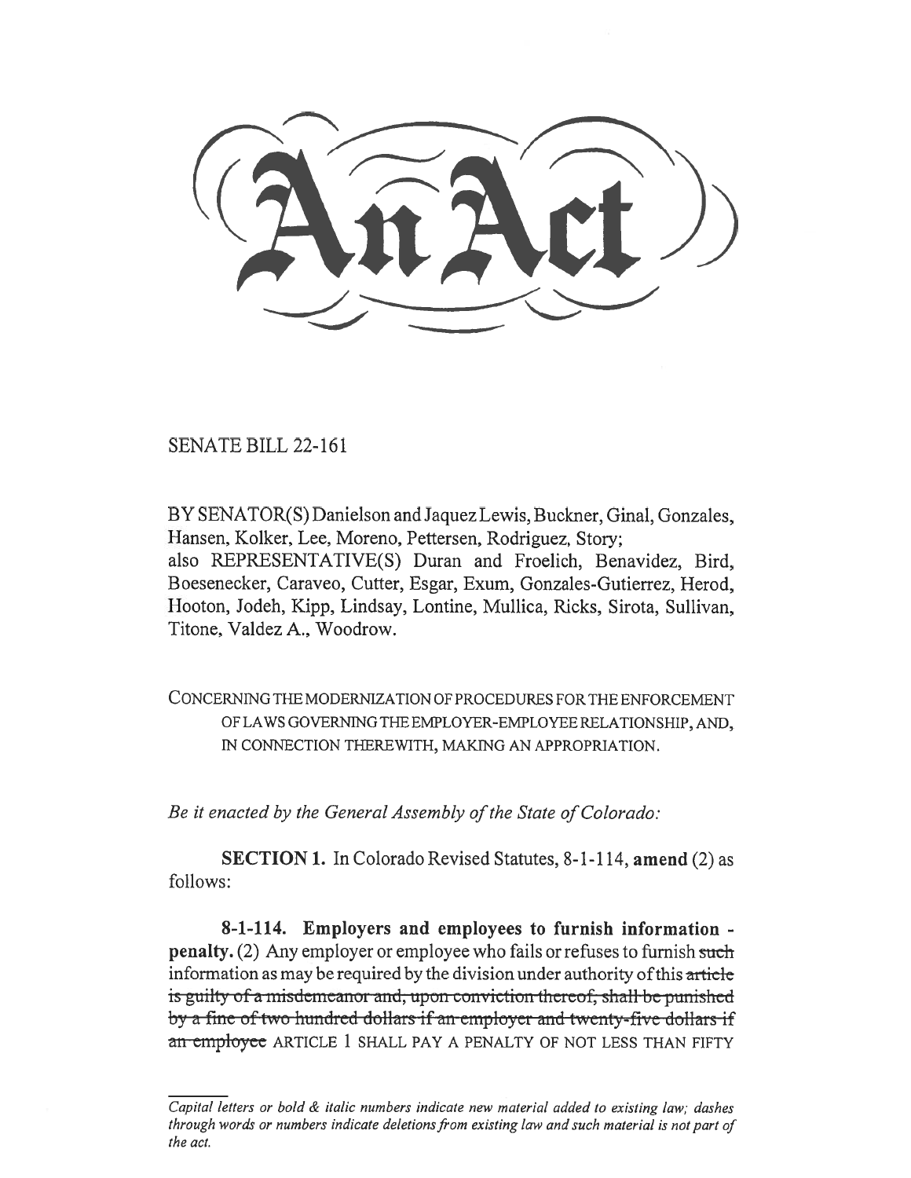# An Act

SENATE BILL 22-161

BY SENATOR(S) Danielson and Jaquez Lewis, Buckner, Ginal, Gonzales, Hansen, Kolker, Lee, Moreno, Pettersen, Rodriguez, Story;
also REPRESENTATIVE(S) Duran and Froelich, Benavidez, Bird, Boesenecker, Caraveo, Cutter, Esgar, Exum, Gonzales-Gutierrez, Herod, Hooton, Jodeh, Kipp, Lindsay, Lontine, Mullica, Ricks, Sirota, Sullivan, Titone, Valdez A., Woodrow.

CONCERNING THE MODERNIZATION OF PROCEDURES FOR THE ENFORCEMENT OF LAWS GOVERNING THE EMPLOYER-EMPLOYEE RELATIONSHIP, AND, IN CONNECTION THEREWITH, MAKING AN APPROPRIATION.

*Be it enacted by the General Assembly of the State of Colorado:*

**SECTION 1.** In Colorado Revised Statutes, 8-1-114, **amend** (2) as follows:

**8-1-114. Employers and employees to furnish information - penalty.** (2) Any employer or employee who fails or refuses to furnish ~~such~~ information as may be required by the division under authority of this ~~article is guilty of a misdemeanor and, upon conviction thereof, shall be punished by a fine of two hundred dollars if an employer and twenty-five dollars if an employee~~ ARTICLE 1 SHALL PAY A PENALTY OF NOT LESS THAN FIFTY

*Capital letters or bold & italic numbers indicate new material added to existing law; dashes through words or numbers indicate deletions from existing law and such material is not part of the act.*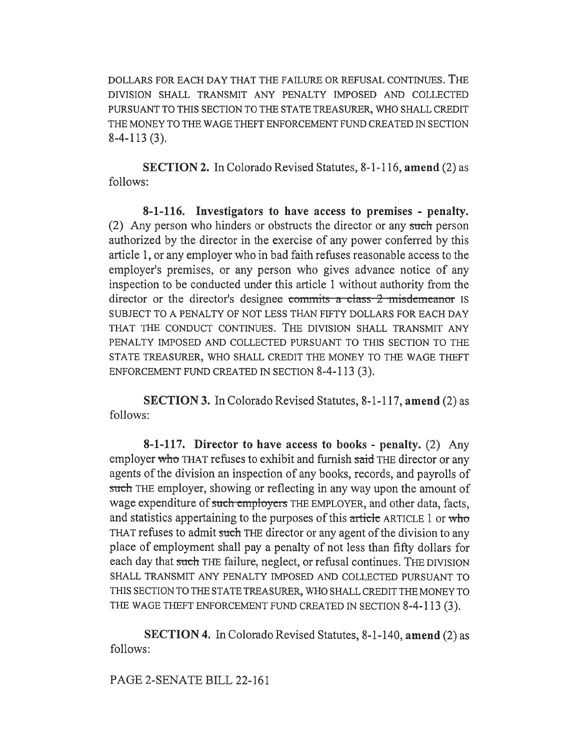DOLLARS FOR EACH DAY THAT THE FAILURE OR REFUSAL CONTINUES. THE DIVISION SHALL TRANSMIT ANY PENALTY IMPOSED AND COLLECTED PURSUANT TO THIS SECTION TO THE STATE TREASURER, WHO SHALL CREDIT THE MONEY TO THE WAGE THEFT ENFORCEMENT FUND CREATED IN SECTION 8-4-113 (3).

**SECTION 2.** In Colorado Revised Statutes, 8-1-116, **amend** (2) as follows:

**8-1-116. Investigators to have access to premises - penalty.** (2) Any person who hinders or obstructs the director or any ~~such~~ person authorized by the director in the exercise of any power conferred by this article 1, or any employer who in bad faith refuses reasonable access to the employer's premises, or any person who gives advance notice of any inspection to be conducted under this article 1 without authority from the director or the director's designee ~~commits a class 2 misdemeanor~~ IS SUBJECT TO A PENALTY OF NOT LESS THAN FIFTY DOLLARS FOR EACH DAY THAT THE CONDUCT CONTINUES. THE DIVISION SHALL TRANSMIT ANY PENALTY IMPOSED AND COLLECTED PURSUANT TO THIS SECTION TO THE STATE TREASURER, WHO SHALL CREDIT THE MONEY TO THE WAGE THEFT ENFORCEMENT FUND CREATED IN SECTION 8-4-113 (3).

**SECTION 3.** In Colorado Revised Statutes, 8-1-117, **amend** (2) as follows:

**8-1-117. Director to have access to books - penalty.** (2) Any employer ~~who~~ THAT refuses to exhibit and furnish ~~said~~ THE director or any agents of the division an inspection of any books, records, and payrolls of ~~such~~ THE employer, showing or reflecting in any way upon the amount of wage expenditure of ~~such employers~~ THE EMPLOYER, and other data, facts, and statistics appertaining to the purposes of this ~~article~~ ARTICLE 1 or ~~who~~ THAT refuses to admit ~~such~~ THE director or any agent of the division to any place of employment shall pay a penalty of not less than fifty dollars for each day that ~~such~~ THE failure, neglect, or refusal continues. THE DIVISION SHALL TRANSMIT ANY PENALTY IMPOSED AND COLLECTED PURSUANT TO THIS SECTION TO THE STATE TREASURER, WHO SHALL CREDIT THE MONEY TO THE WAGE THEFT ENFORCEMENT FUND CREATED IN SECTION 8-4-113 (3).

**SECTION 4.** In Colorado Revised Statutes, 8-1-140, **amend** (2) as follows: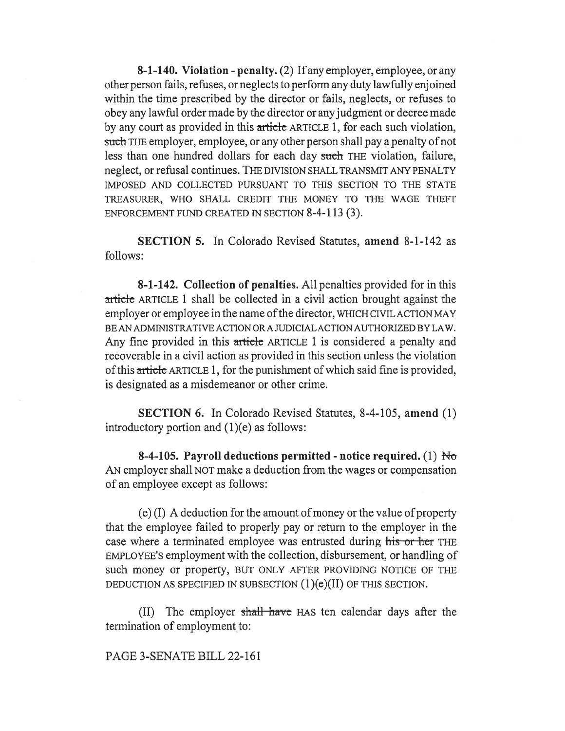**8-1-140. Violation - penalty.** (2) If any employer, employee, or any other person fails, refuses, or neglects to perform any duty lawfully enjoined within the time prescribed by the director or fails, neglects, or refuses to obey any lawful order made by the director or any judgment or decree made by any court as provided in this ~~article~~ ARTICLE 1, for each such violation, ~~such~~ THE employer, employee, or any other person shall pay a penalty of not less than one hundred dollars for each day ~~such~~ THE violation, failure, neglect, or refusal continues. THE DIVISION SHALL TRANSMIT ANY PENALTY IMPOSED AND COLLECTED PURSUANT TO THIS SECTION TO THE STATE TREASURER, WHO SHALL CREDIT THE MONEY TO THE WAGE THEFT ENFORCEMENT FUND CREATED IN SECTION 8-4-113 (3).

**SECTION 5.** In Colorado Revised Statutes, **amend** 8-1-142 as follows:

**8-1-142. Collection of penalties.** All penalties provided for in this ~~article~~ ARTICLE 1 shall be collected in a civil action brought against the employer or employee in the name of the director, WHICH CIVIL ACTION MAY BE AN ADMINISTRATIVE ACTION OR A JUDICIAL ACTION AUTHORIZED BY LAW. Any fine provided in this ~~article~~ ARTICLE 1 is considered a penalty and recoverable in a civil action as provided in this section unless the violation of this ~~article~~ ARTICLE 1, for the punishment of which said fine is provided, is designated as a misdemeanor or other crime.

**SECTION 6.** In Colorado Revised Statutes, 8-4-105, **amend** (1) introductory portion and (1)(e) as follows:

**8-4-105. Payroll deductions permitted - notice required.** (1) ~~No~~ AN employer shall NOT make a deduction from the wages or compensation of an employee except as follows:

(e) (I) A deduction for the amount of money or the value of property that the employee failed to properly pay or return to the employer in the case where a terminated employee was entrusted during ~~his or her~~ THE EMPLOYEE'S employment with the collection, disbursement, or handling of such money or property, BUT ONLY AFTER PROVIDING NOTICE OF THE DEDUCTION AS SPECIFIED IN SUBSECTION (1)(e)(II) OF THIS SECTION.

(II) The employer ~~shall have~~ HAS ten calendar days after the termination of employment to: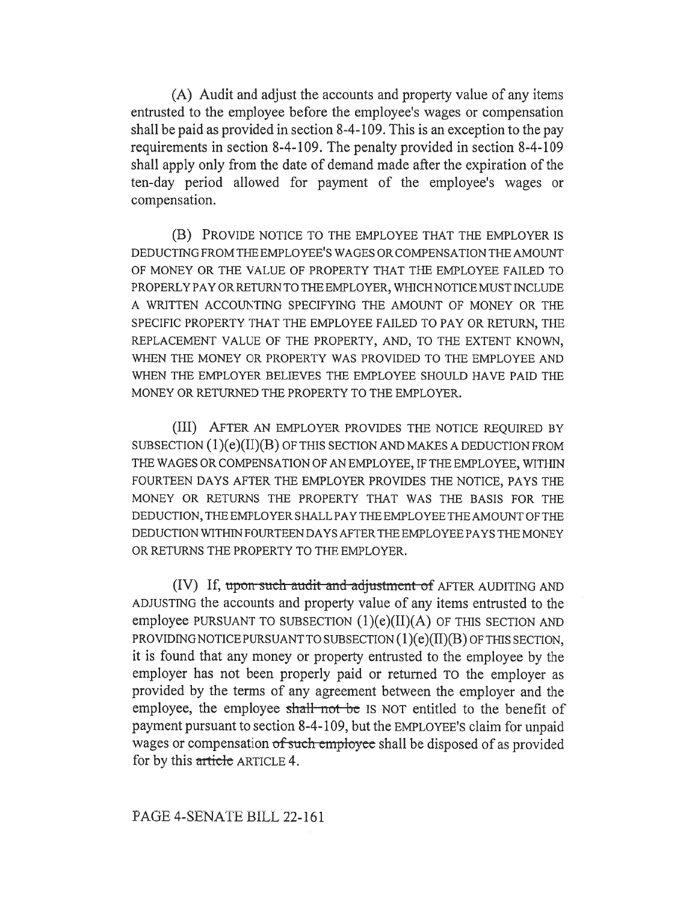(A) Audit and adjust the accounts and property value of any items entrusted to the employee before the employee's wages or compensation shall be paid as provided in section 8-4-109. This is an exception to the pay requirements in section 8-4-109. The penalty provided in section 8-4-109 shall apply only from the date of demand made after the expiration of the ten-day period allowed for payment of the employee's wages or compensation.

(B) PROVIDE NOTICE TO THE EMPLOYEE THAT THE EMPLOYER IS DEDUCTING FROM THE EMPLOYEE'S WAGES OR COMPENSATION THE AMOUNT OF MONEY OR THE VALUE OF PROPERTY THAT THE EMPLOYEE FAILED TO PROPERLY PAY OR RETURN TO THE EMPLOYER, WHICH NOTICE MUST INCLUDE A WRITTEN ACCOUNTING SPECIFYING THE AMOUNT OF MONEY OR THE SPECIFIC PROPERTY THAT THE EMPLOYEE FAILED TO PAY OR RETURN, THE REPLACEMENT VALUE OF THE PROPERTY, AND, TO THE EXTENT KNOWN, WHEN THE MONEY OR PROPERTY WAS PROVIDED TO THE EMPLOYEE AND WHEN THE EMPLOYER BELIEVES THE EMPLOYEE SHOULD HAVE PAID THE MONEY OR RETURNED THE PROPERTY TO THE EMPLOYER.

(III) AFTER AN EMPLOYER PROVIDES THE NOTICE REQUIRED BY SUBSECTION (1)(e)(II)(B) OF THIS SECTION AND MAKES A DEDUCTION FROM THE WAGES OR COMPENSATION OF AN EMPLOYEE, IF THE EMPLOYEE, WITHIN FOURTEEN DAYS AFTER THE EMPLOYER PROVIDES THE NOTICE, PAYS THE MONEY OR RETURNS THE PROPERTY THAT WAS THE BASIS FOR THE DEDUCTION, THE EMPLOYER SHALL PAY THE EMPLOYEE THE AMOUNT OF THE DEDUCTION WITHIN FOURTEEN DAYS AFTER THE EMPLOYEE PAYS THE MONEY OR RETURNS THE PROPERTY TO THE EMPLOYER.

(IV) If, ~~upon such audit and adjustment of~~ AFTER AUDITING AND ADJUSTING the accounts and property value of any items entrusted to the employee PURSUANT TO SUBSECTION (1)(e)(II)(A) OF THIS SECTION AND PROVIDING NOTICE PURSUANT TO SUBSECTION (1)(e)(II)(B) OF THIS SECTION, it is found that any money or property entrusted to the employee by the employer has not been properly paid or returned TO the employer as provided by the terms of any agreement between the employer and the employee, the employee ~~shall not be~~ IS NOT entitled to the benefit of payment pursuant to section 8-4-109, but the EMPLOYEE'S claim for unpaid wages or compensation ~~of such employee~~ shall be disposed of as provided for by this ~~article~~ ARTICLE 4.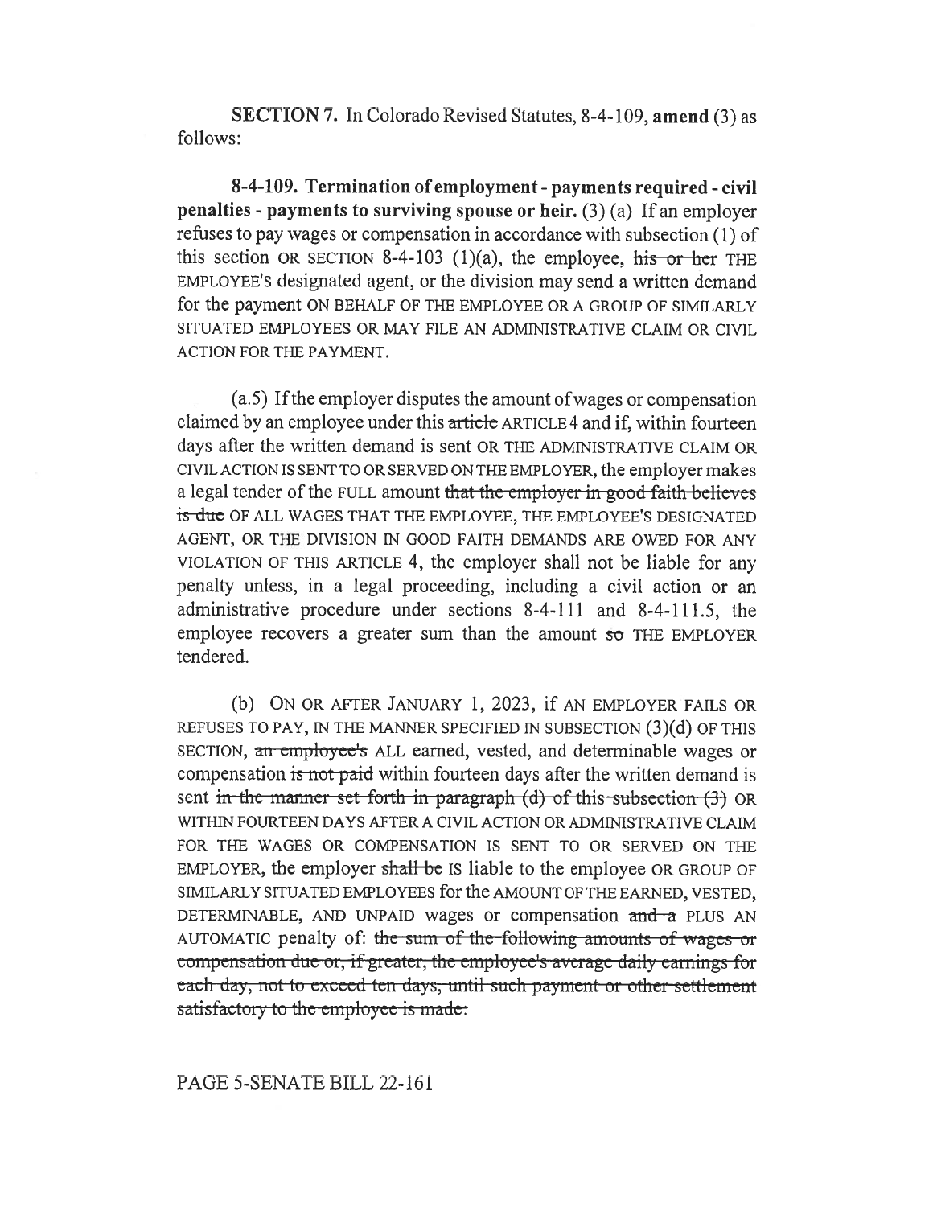**SECTION 7.** In Colorado Revised Statutes, 8-4-109, **amend** (3) as follows:

**8-4-109. Termination of employment - payments required - civil penalties - payments to surviving spouse or heir.** (3) (a) If an employer refuses to pay wages or compensation in accordance with subsection (1) of this section OR SECTION 8-4-103 (1)(a), the employee, ~~his or her~~ THE EMPLOYEE'S designated agent, or the division may send a written demand for the payment ON BEHALF OF THE EMPLOYEE OR A GROUP OF SIMILARLY SITUATED EMPLOYEES OR MAY FILE AN ADMINISTRATIVE CLAIM OR CIVIL ACTION FOR THE PAYMENT.

(a.5) If the employer disputes the amount of wages or compensation claimed by an employee under this ~~article~~ ARTICLE 4 and if, within fourteen days after the written demand is sent OR THE ADMINISTRATIVE CLAIM OR CIVIL ACTION IS SENT TO OR SERVED ON THE EMPLOYER, the employer makes a legal tender of the FULL amount ~~that the employer in good faith believes is due~~ OF ALL WAGES THAT THE EMPLOYEE, THE EMPLOYEE'S DESIGNATED AGENT, OR THE DIVISION IN GOOD FAITH DEMANDS ARE OWED FOR ANY VIOLATION OF THIS ARTICLE 4, the employer shall not be liable for any penalty unless, in a legal proceeding, including a civil action or an administrative procedure under sections 8-4-111 and 8-4-111.5, the employee recovers a greater sum than the amount ~~so~~ THE EMPLOYER tendered.

(b) ON OR AFTER JANUARY 1, 2023, if AN EMPLOYER FAILS OR REFUSES TO PAY, IN THE MANNER SPECIFIED IN SUBSECTION (3)(d) OF THIS SECTION, ~~an employee's~~ ALL earned, vested, and determinable wages or compensation ~~is not paid~~ within fourteen days after the written demand is sent ~~in the manner set forth in paragraph (d) of this subsection (3)~~ OR WITHIN FOURTEEN DAYS AFTER A CIVIL ACTION OR ADMINISTRATIVE CLAIM FOR THE WAGES OR COMPENSATION IS SENT TO OR SERVED ON THE EMPLOYER, the employer ~~shall be~~ IS liable to the employee OR GROUP OF SIMILARLY SITUATED EMPLOYEES for the AMOUNT OF THE EARNED, VESTED, DETERMINABLE, AND UNPAID wages or compensation ~~and a~~ PLUS AN AUTOMATIC penalty of: ~~the sum of the following amounts of wages or compensation due or, if greater, the employee's average daily earnings for each day, not to exceed ten days, until such payment or other settlement satisfactory to the employee is made:~~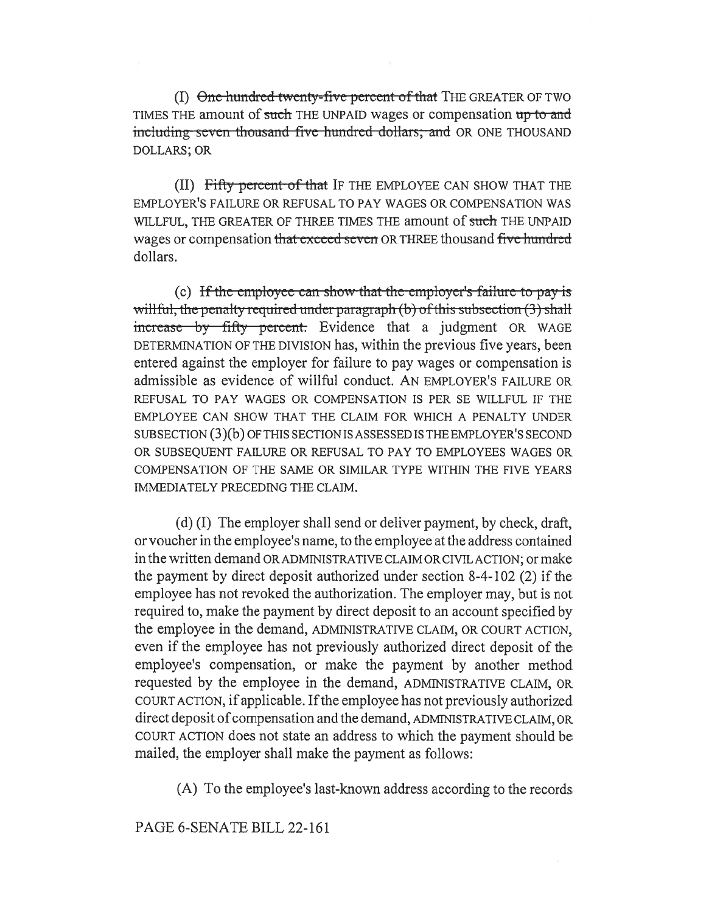(I) ~~One hundred twenty-five percent of that~~ THE GREATER OF TWO TIMES THE amount of ~~such~~ THE UNPAID wages or compensation ~~up to and including seven thousand five hundred dollars; and~~ OR ONE THOUSAND DOLLARS; OR

(II) ~~Fifty percent of that~~ IF THE EMPLOYEE CAN SHOW THAT THE EMPLOYER'S FAILURE OR REFUSAL TO PAY WAGES OR COMPENSATION WAS WILLFUL, THE GREATER OF THREE TIMES THE amount of ~~such~~ THE UNPAID wages or compensation ~~that exceed seven~~ OR THREE thousand ~~five hundred~~ dollars.

(c) ~~If the employee can show that the employer's failure to pay is willful, the penalty required under paragraph (b) of this subsection (3) shall increase by fifty percent.~~ Evidence that a judgment OR WAGE DETERMINATION OF THE DIVISION has, within the previous five years, been entered against the employer for failure to pay wages or compensation is admissible as evidence of willful conduct. AN EMPLOYER'S FAILURE OR REFUSAL TO PAY WAGES OR COMPENSATION IS PER SE WILLFUL IF THE EMPLOYEE CAN SHOW THAT THE CLAIM FOR WHICH A PENALTY UNDER SUBSECTION (3)(b) OF THIS SECTION IS ASSESSED IS THE EMPLOYER'S SECOND OR SUBSEQUENT FAILURE OR REFUSAL TO PAY TO EMPLOYEES WAGES OR COMPENSATION OF THE SAME OR SIMILAR TYPE WITHIN THE FIVE YEARS IMMEDIATELY PRECEDING THE CLAIM.

(d) (I) The employer shall send or deliver payment, by check, draft, or voucher in the employee's name, to the employee at the address contained in the written demand OR ADMINISTRATIVE CLAIM OR CIVIL ACTION; or make the payment by direct deposit authorized under section 8-4-102 (2) if the employee has not revoked the authorization. The employer may, but is not required to, make the payment by direct deposit to an account specified by the employee in the demand, ADMINISTRATIVE CLAIM, OR COURT ACTION, even if the employee has not previously authorized direct deposit of the employee's compensation, or make the payment by another method requested by the employee in the demand, ADMINISTRATIVE CLAIM, OR COURT ACTION, if applicable. If the employee has not previously authorized direct deposit of compensation and the demand, ADMINISTRATIVE CLAIM, OR COURT ACTION does not state an address to which the payment should be mailed, the employer shall make the payment as follows:

(A) To the employee's last-known address according to the records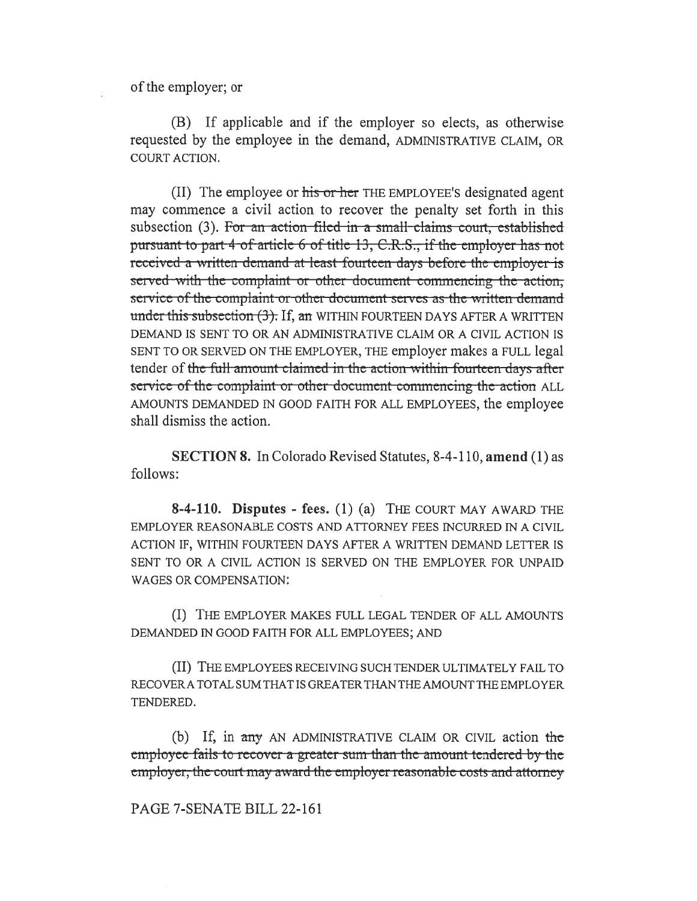of the employer; or

(B) If applicable and if the employer so elects, as otherwise requested by the employee in the demand, ADMINISTRATIVE CLAIM, OR COURT ACTION.

(II) The employee or ~~his or her~~ THE EMPLOYEE'S designated agent may commence a civil action to recover the penalty set forth in this subsection (3). ~~For an action filed in a small claims court, established pursuant to part 4 of article 6 of title 13, C.R.S., if the employer has not received a written demand at least fourteen days before the employer is served with the complaint or other document commencing the action, service of the complaint or other document serves as the written demand under this subsection (3).~~ If, ~~an~~ WITHIN FOURTEEN DAYS AFTER A WRITTEN DEMAND IS SENT TO OR AN ADMINISTRATIVE CLAIM OR A CIVIL ACTION IS SENT TO OR SERVED ON THE EMPLOYER, THE employer makes a FULL legal tender of ~~the full amount claimed in the action within fourteen days after service of the complaint or other document commencing the action~~ ALL AMOUNTS DEMANDED IN GOOD FAITH FOR ALL EMPLOYEES, the employee shall dismiss the action.

**SECTION 8.** In Colorado Revised Statutes, 8-4-110, **amend** (1) as follows:

**8-4-110. Disputes - fees.** (1) (a) THE COURT MAY AWARD THE EMPLOYER REASONABLE COSTS AND ATTORNEY FEES INCURRED IN A CIVIL ACTION IF, WITHIN FOURTEEN DAYS AFTER A WRITTEN DEMAND LETTER IS SENT TO OR A CIVIL ACTION IS SERVED ON THE EMPLOYER FOR UNPAID WAGES OR COMPENSATION:

(I) THE EMPLOYER MAKES FULL LEGAL TENDER OF ALL AMOUNTS DEMANDED IN GOOD FAITH FOR ALL EMPLOYEES; AND

(II) THE EMPLOYEES RECEIVING SUCH TENDER ULTIMATELY FAIL TO RECOVER A TOTAL SUM THAT IS GREATER THAN THE AMOUNT THE EMPLOYER TENDERED.

(b) If, in ~~any~~ AN ADMINISTRATIVE CLAIM OR CIVIL action ~~the employee fails to recover a greater sum than the amount tendered by the employer, the court may award the employer reasonable costs and attorney~~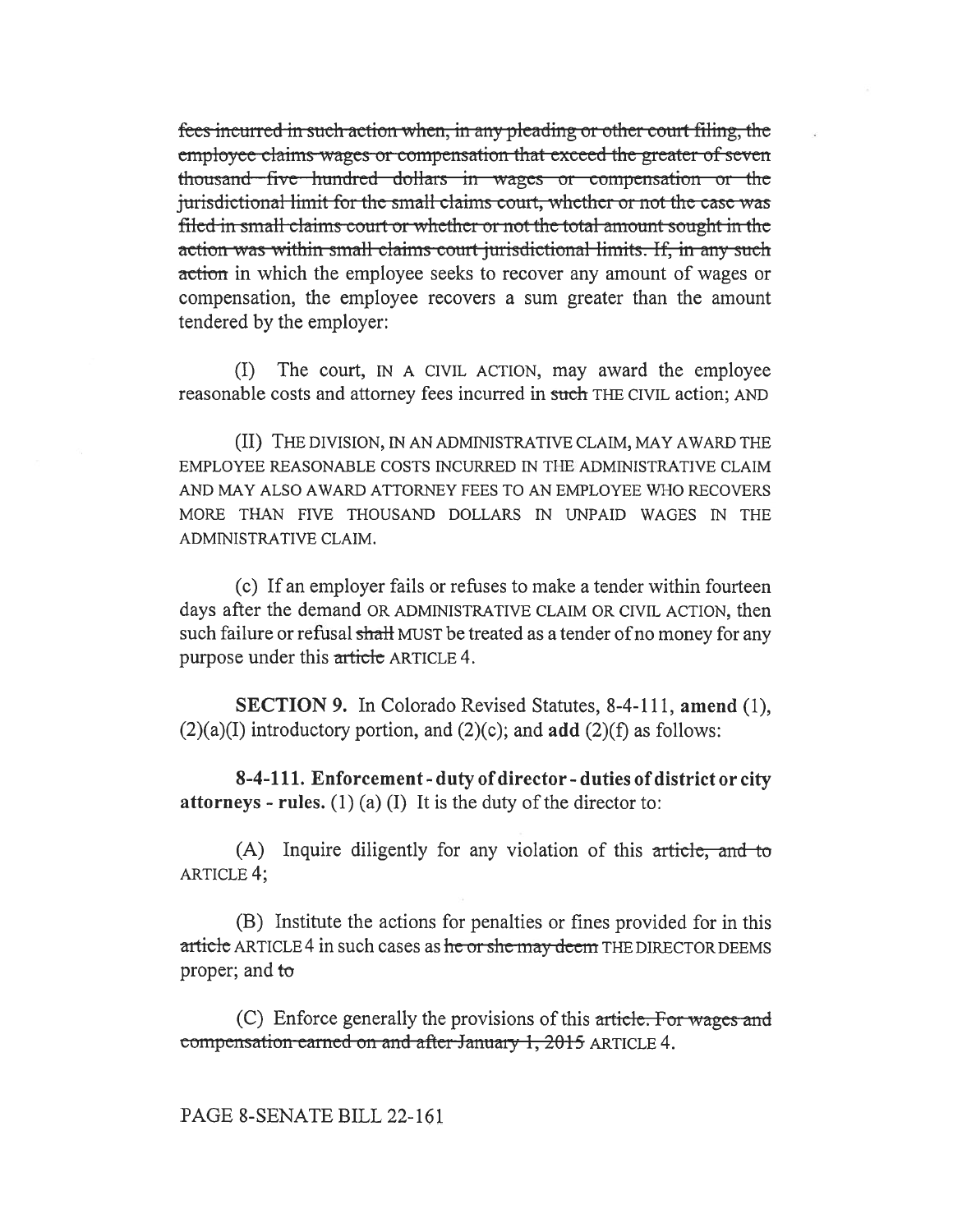~~fees incurred in such action when, in any pleading or other court filing, the employee claims wages or compensation that exceed the greater of seven thousand five hundred dollars in wages or compensation or the jurisdictional limit for the small claims court, whether or not the case was filed in small claims court or whether or not the total amount sought in the action was within small claims court jurisdictional limits. If, in any such action~~ in which the employee seeks to recover any amount of wages or compensation, the employee recovers a sum greater than the amount tendered by the employer:

(I) The court, IN A CIVIL ACTION, may award the employee reasonable costs and attorney fees incurred in ~~such~~ THE CIVIL action; AND

(II) THE DIVISION, IN AN ADMINISTRATIVE CLAIM, MAY AWARD THE EMPLOYEE REASONABLE COSTS INCURRED IN THE ADMINISTRATIVE CLAIM AND MAY ALSO AWARD ATTORNEY FEES TO AN EMPLOYEE WHO RECOVERS MORE THAN FIVE THOUSAND DOLLARS IN UNPAID WAGES IN THE ADMINISTRATIVE CLAIM.

(c) If an employer fails or refuses to make a tender within fourteen days after the demand OR ADMINISTRATIVE CLAIM OR CIVIL ACTION, then such failure or refusal ~~shall~~ MUST be treated as a tender of no money for any purpose under this ~~article~~ ARTICLE 4.

**SECTION 9.** In Colorado Revised Statutes, 8-4-111, **amend** (1), (2)(a)(I) introductory portion, and (2)(c); and **add** (2)(f) as follows:

**8-4-111. Enforcement - duty of director - duties of district or city attorneys - rules.** (1) (a) (I) It is the duty of the director to:

(A) Inquire diligently for any violation of this ~~article, and to~~ ARTICLE 4;

(B) Institute the actions for penalties or fines provided for in this ~~article~~ ARTICLE 4 in such cases as ~~he or she may deem~~ THE DIRECTOR DEEMS proper; and ~~to~~

(C) Enforce generally the provisions of this ~~article. For wages and compensation earned on and after January 1, 2015~~ ARTICLE 4.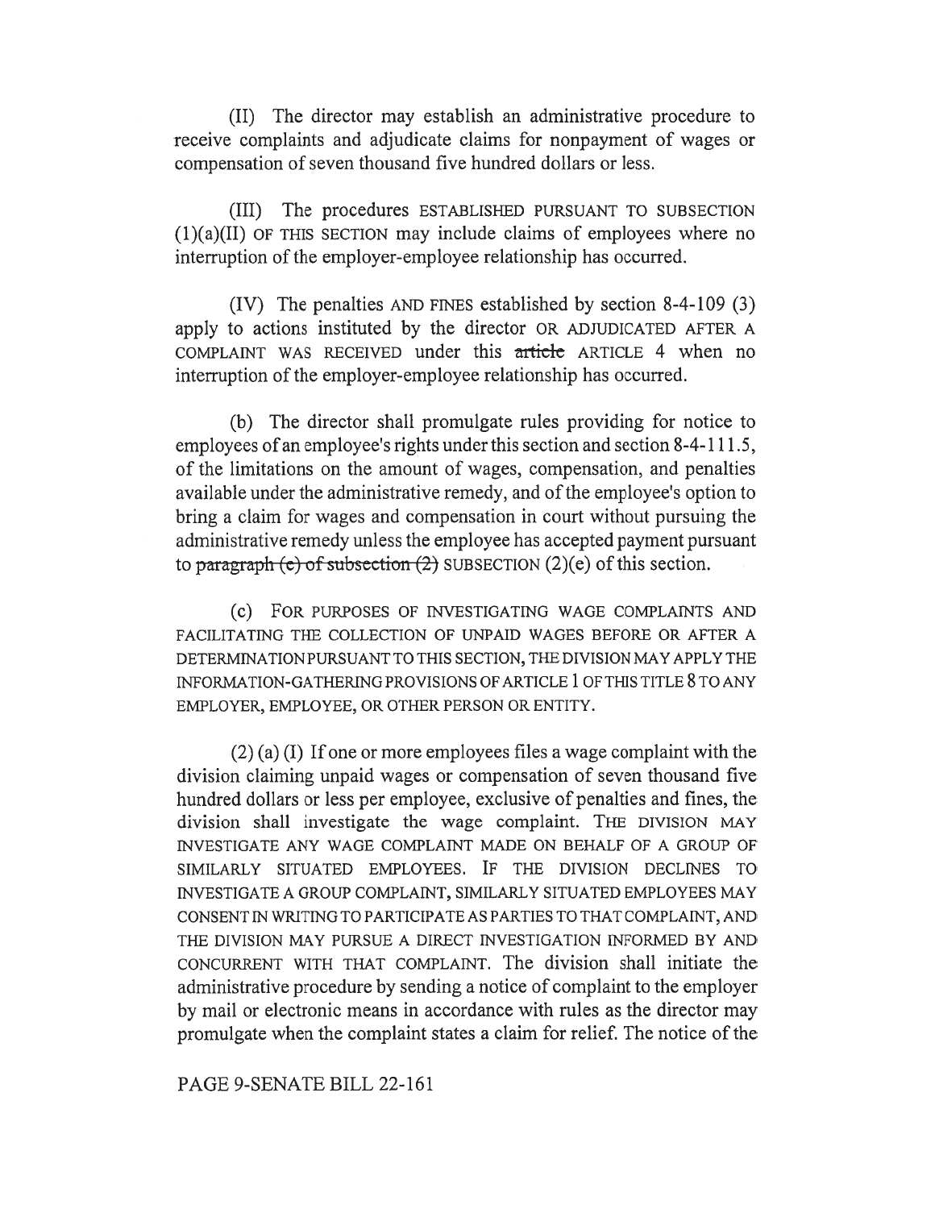(II) The director may establish an administrative procedure to receive complaints and adjudicate claims for nonpayment of wages or compensation of seven thousand five hundred dollars or less.

(III) The procedures ESTABLISHED PURSUANT TO SUBSECTION (1)(a)(II) OF THIS SECTION may include claims of employees where no interruption of the employer-employee relationship has occurred.

(IV) The penalties AND FINES established by section 8-4-109 (3) apply to actions instituted by the director OR ADJUDICATED AFTER A COMPLAINT WAS RECEIVED under this ~~article~~ ARTICLE 4 when no interruption of the employer-employee relationship has occurred.

(b) The director shall promulgate rules providing for notice to employees of an employee's rights under this section and section 8-4-111.5, of the limitations on the amount of wages, compensation, and penalties available under the administrative remedy, and of the employee's option to bring a claim for wages and compensation in court without pursuing the administrative remedy unless the employee has accepted payment pursuant to ~~paragraph (e) of subsection (2)~~ SUBSECTION (2)(e) of this section.

(c) FOR PURPOSES OF INVESTIGATING WAGE COMPLAINTS AND FACILITATING THE COLLECTION OF UNPAID WAGES BEFORE OR AFTER A DETERMINATION PURSUANT TO THIS SECTION, THE DIVISION MAY APPLY THE INFORMATION-GATHERING PROVISIONS OF ARTICLE 1 OF THIS TITLE 8 TO ANY EMPLOYER, EMPLOYEE, OR OTHER PERSON OR ENTITY.

(2) (a) (I) If one or more employees files a wage complaint with the division claiming unpaid wages or compensation of seven thousand five hundred dollars or less per employee, exclusive of penalties and fines, the division shall investigate the wage complaint. THE DIVISION MAY INVESTIGATE ANY WAGE COMPLAINT MADE ON BEHALF OF A GROUP OF SIMILARLY SITUATED EMPLOYEES. IF THE DIVISION DECLINES TO INVESTIGATE A GROUP COMPLAINT, SIMILARLY SITUATED EMPLOYEES MAY CONSENT IN WRITING TO PARTICIPATE AS PARTIES TO THAT COMPLAINT, AND THE DIVISION MAY PURSUE A DIRECT INVESTIGATION INFORMED BY AND CONCURRENT WITH THAT COMPLAINT. The division shall initiate the administrative procedure by sending a notice of complaint to the employer by mail or electronic means in accordance with rules as the director may promulgate when the complaint states a claim for relief. The notice of the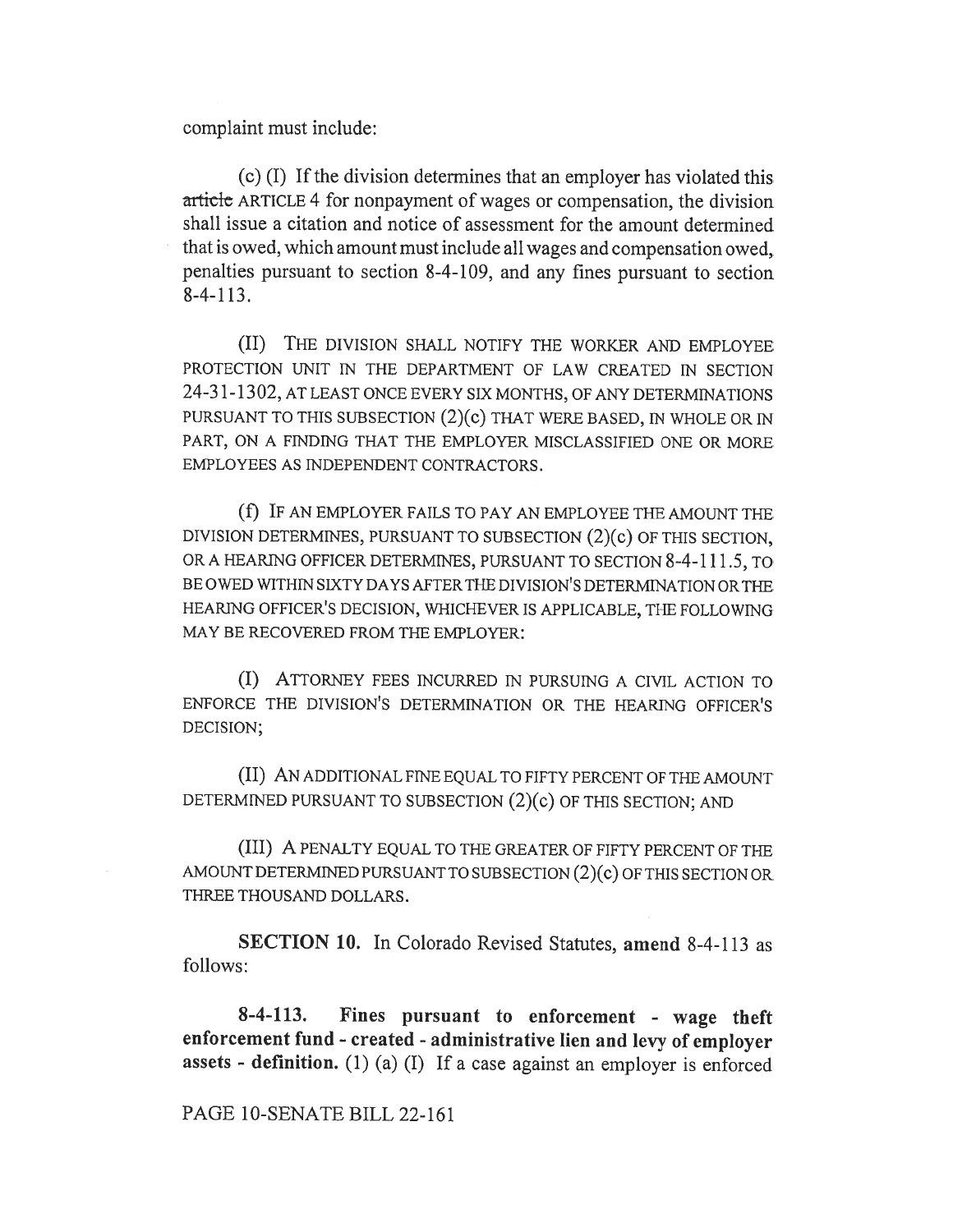complaint must include:

(c) (I) If the division determines that an employer has violated this ~~article~~ ARTICLE 4 for nonpayment of wages or compensation, the division shall issue a citation and notice of assessment for the amount determined that is owed, which amount must include all wages and compensation owed, penalties pursuant to section 8-4-109, and any fines pursuant to section 8-4-113.

(II) THE DIVISION SHALL NOTIFY THE WORKER AND EMPLOYEE PROTECTION UNIT IN THE DEPARTMENT OF LAW CREATED IN SECTION 24-31-1302, AT LEAST ONCE EVERY SIX MONTHS, OF ANY DETERMINATIONS PURSUANT TO THIS SUBSECTION (2)(c) THAT WERE BASED, IN WHOLE OR IN PART, ON A FINDING THAT THE EMPLOYER MISCLASSIFIED ONE OR MORE EMPLOYEES AS INDEPENDENT CONTRACTORS.

(f) IF AN EMPLOYER FAILS TO PAY AN EMPLOYEE THE AMOUNT THE DIVISION DETERMINES, PURSUANT TO SUBSECTION (2)(c) OF THIS SECTION, OR A HEARING OFFICER DETERMINES, PURSUANT TO SECTION 8-4-111.5, TO BE OWED WITHIN SIXTY DAYS AFTER THE DIVISION'S DETERMINATION OR THE HEARING OFFICER'S DECISION, WHICHEVER IS APPLICABLE, THE FOLLOWING MAY BE RECOVERED FROM THE EMPLOYER:

(I) ATTORNEY FEES INCURRED IN PURSUING A CIVIL ACTION TO ENFORCE THE DIVISION'S DETERMINATION OR THE HEARING OFFICER'S DECISION;

(II) AN ADDITIONAL FINE EQUAL TO FIFTY PERCENT OF THE AMOUNT DETERMINED PURSUANT TO SUBSECTION (2)(c) OF THIS SECTION; AND

(III) A PENALTY EQUAL TO THE GREATER OF FIFTY PERCENT OF THE AMOUNT DETERMINED PURSUANT TO SUBSECTION (2)(c) OF THIS SECTION OR THREE THOUSAND DOLLARS.

**SECTION 10.** In Colorado Revised Statutes, **amend** 8-4-113 as follows:

**8-4-113. Fines pursuant to enforcement - wage theft enforcement fund - created - administrative lien and levy of employer assets - definition.** (1) (a) (I) If a case against an employer is enforced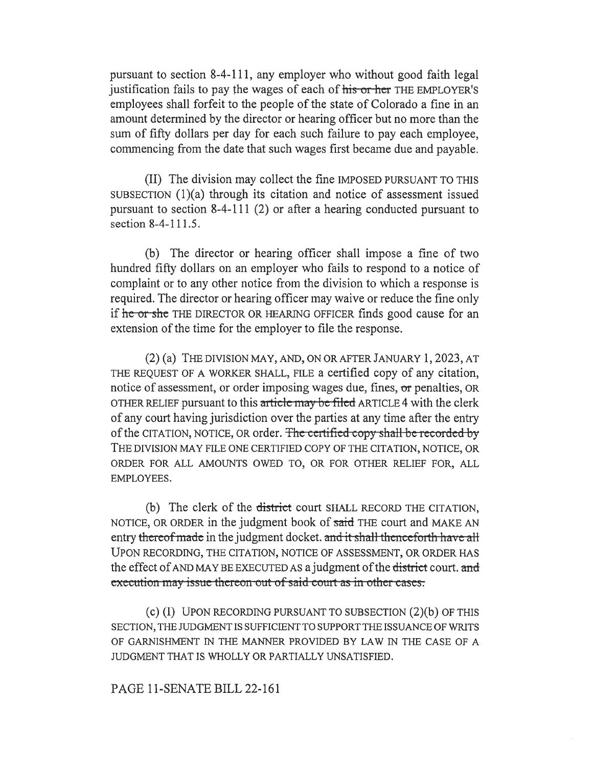pursuant to section 8-4-111, any employer who without good faith legal justification fails to pay the wages of each of ~~his or her~~ THE EMPLOYER'S employees shall forfeit to the people of the state of Colorado a fine in an amount determined by the director or hearing officer but no more than the sum of fifty dollars per day for each such failure to pay each employee, commencing from the date that such wages first became due and payable.

(II) The division may collect the fine IMPOSED PURSUANT TO THIS SUBSECTION (1)(a) through its citation and notice of assessment issued pursuant to section 8-4-111 (2) or after a hearing conducted pursuant to section 8-4-111.5.

(b) The director or hearing officer shall impose a fine of two hundred fifty dollars on an employer who fails to respond to a notice of complaint or to any other notice from the division to which a response is required. The director or hearing officer may waive or reduce the fine only if ~~he or she~~ THE DIRECTOR OR HEARING OFFICER finds good cause for an extension of the time for the employer to file the response.

(2) (a) THE DIVISION MAY, AND, ON OR AFTER JANUARY 1, 2023, AT THE REQUEST OF A WORKER SHALL, FILE a certified copy of any citation, notice of assessment, or order imposing wages due, fines, ~~or~~ penalties, OR OTHER RELIEF pursuant to this ~~article may be filed~~ ARTICLE 4 with the clerk of any court having jurisdiction over the parties at any time after the entry of the CITATION, NOTICE, OR order. ~~The certified copy shall be recorded by~~ THE DIVISION MAY FILE ONE CERTIFIED COPY OF THE CITATION, NOTICE, OR ORDER FOR ALL AMOUNTS OWED TO, OR FOR OTHER RELIEF FOR, ALL EMPLOYEES.

(b) The clerk of the ~~district~~ court SHALL RECORD THE CITATION, NOTICE, OR ORDER in the judgment book of ~~said~~ THE court and MAKE AN entry ~~thereof made~~ in the judgment docket. ~~and it shall thenceforth have all~~ UPON RECORDING, THE CITATION, NOTICE OF ASSESSMENT, OR ORDER HAS the effect of AND MAY BE EXECUTED AS a judgment of the ~~district~~ court. ~~and execution may issue thereon out of said court as in other cases.~~

(c) (I) UPON RECORDING PURSUANT TO SUBSECTION (2)(b) OF THIS SECTION, THE JUDGMENT IS SUFFICIENT TO SUPPORT THE ISSUANCE OF WRITS OF GARNISHMENT IN THE MANNER PROVIDED BY LAW IN THE CASE OF A JUDGMENT THAT IS WHOLLY OR PARTIALLY UNSATISFIED.

PAGE 11-SENATE BILL 22-161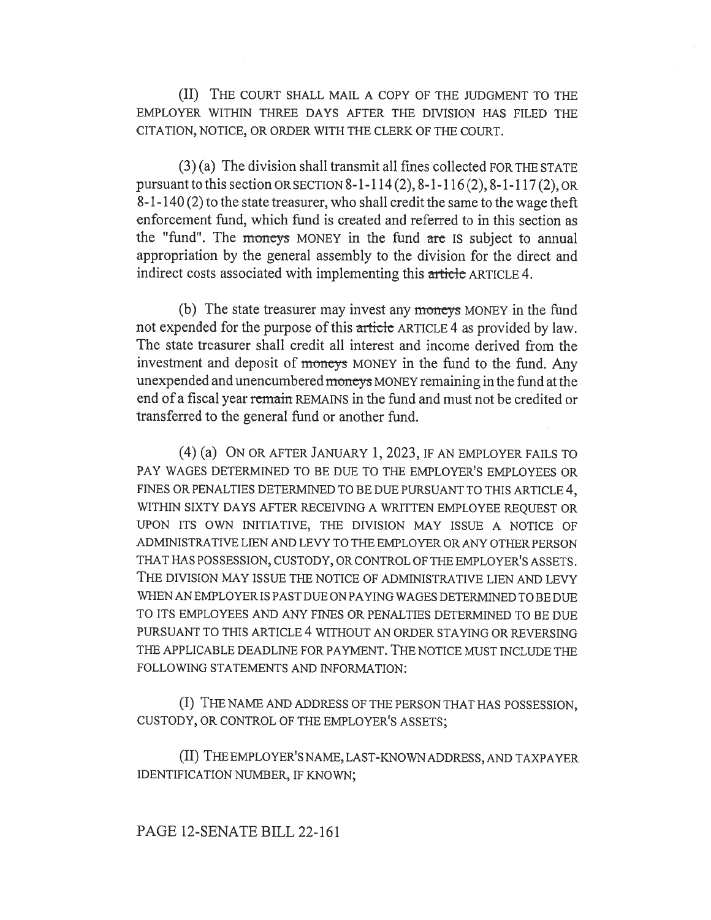(II) THE COURT SHALL MAIL A COPY OF THE JUDGMENT TO THE EMPLOYER WITHIN THREE DAYS AFTER THE DIVISION HAS FILED THE CITATION, NOTICE, OR ORDER WITH THE CLERK OF THE COURT.

(3) (a) The division shall transmit all fines collected FOR THE STATE pursuant to this section OR SECTION 8-1-114 (2), 8-1-116 (2), 8-1-117 (2), OR 8-1-140 (2) to the state treasurer, who shall credit the same to the wage theft enforcement fund, which fund is created and referred to in this section as the "fund". The moneys MONEY in the fund are IS subject to annual appropriation by the general assembly to the division for the direct and indirect costs associated with implementing this article ARTICLE 4.

(b) The state treasurer may invest any moneys MONEY in the fund not expended for the purpose of this article ARTICLE 4 as provided by law. The state treasurer shall credit all interest and income derived from the investment and deposit of moneys MONEY in the fund to the fund. Any unexpended and unencumbered moneys MONEY remaining in the fund at the end of a fiscal year remain REMAINS in the fund and must not be credited or transferred to the general fund or another fund.

(4) (a) ON OR AFTER JANUARY 1, 2023, IF AN EMPLOYER FAILS TO PAY WAGES DETERMINED TO BE DUE TO THE EMPLOYER'S EMPLOYEES OR FINES OR PENALTIES DETERMINED TO BE DUE PURSUANT TO THIS ARTICLE 4, WITHIN SIXTY DAYS AFTER RECEIVING A WRITTEN EMPLOYEE REQUEST OR UPON ITS OWN INITIATIVE, THE DIVISION MAY ISSUE A NOTICE OF ADMINISTRATIVE LIEN AND LEVY TO THE EMPLOYER OR ANY OTHER PERSON THAT HAS POSSESSION, CUSTODY, OR CONTROL OF THE EMPLOYER'S ASSETS. THE DIVISION MAY ISSUE THE NOTICE OF ADMINISTRATIVE LIEN AND LEVY WHEN AN EMPLOYER IS PAST DUE ON PAYING WAGES DETERMINED TO BE DUE TO ITS EMPLOYEES AND ANY FINES OR PENALTIES DETERMINED TO BE DUE PURSUANT TO THIS ARTICLE 4 WITHOUT AN ORDER STAYING OR REVERSING THE APPLICABLE DEADLINE FOR PAYMENT. THE NOTICE MUST INCLUDE THE FOLLOWING STATEMENTS AND INFORMATION:

(I) THE NAME AND ADDRESS OF THE PERSON THAT HAS POSSESSION, CUSTODY, OR CONTROL OF THE EMPLOYER'S ASSETS;

(II) THE EMPLOYER'S NAME, LAST-KNOWN ADDRESS, AND TAXPAYER IDENTIFICATION NUMBER, IF KNOWN;

PAGE 12-SENATE BILL 22-161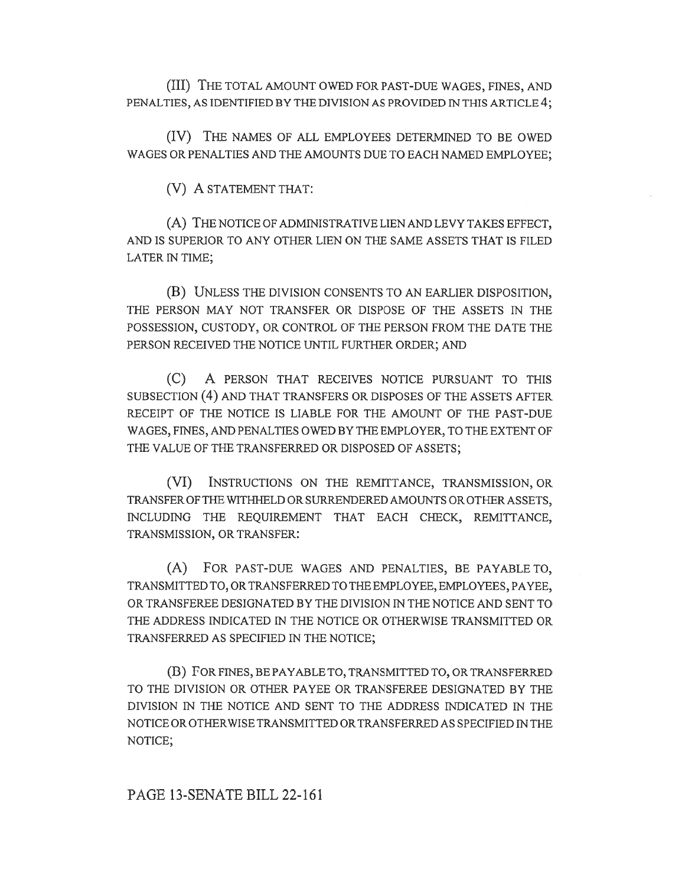(III) THE TOTAL AMOUNT OWED FOR PAST-DUE WAGES, FINES, AND PENALTIES, AS IDENTIFIED BY THE DIVISION AS PROVIDED IN THIS ARTICLE 4;

(IV) THE NAMES OF ALL EMPLOYEES DETERMINED TO BE OWED WAGES OR PENALTIES AND THE AMOUNTS DUE TO EACH NAMED EMPLOYEE;

(V) A STATEMENT THAT:

(A) THE NOTICE OF ADMINISTRATIVE LIEN AND LEVY TAKES EFFECT, AND IS SUPERIOR TO ANY OTHER LIEN ON THE SAME ASSETS THAT IS FILED LATER IN TIME;

(B) UNLESS THE DIVISION CONSENTS TO AN EARLIER DISPOSITION, THE PERSON MAY NOT TRANSFER OR DISPOSE OF THE ASSETS IN THE POSSESSION, CUSTODY, OR CONTROL OF THE PERSON FROM THE DATE THE PERSON RECEIVED THE NOTICE UNTIL FURTHER ORDER; AND

(C) A PERSON THAT RECEIVES NOTICE PURSUANT TO THIS SUBSECTION (4) AND THAT TRANSFERS OR DISPOSES OF THE ASSETS AFTER RECEIPT OF THE NOTICE IS LIABLE FOR THE AMOUNT OF THE PAST-DUE WAGES, FINES, AND PENALTIES OWED BY THE EMPLOYER, TO THE EXTENT OF THE VALUE OF THE TRANSFERRED OR DISPOSED OF ASSETS;

(VI) INSTRUCTIONS ON THE REMITTANCE, TRANSMISSION, OR TRANSFER OF THE WITHHELD OR SURRENDERED AMOUNTS OR OTHER ASSETS, INCLUDING THE REQUIREMENT THAT EACH CHECK, REMITTANCE, TRANSMISSION, OR TRANSFER:

(A) FOR PAST-DUE WAGES AND PENALTIES, BE PAYABLE TO, TRANSMITTED TO, OR TRANSFERRED TO THE EMPLOYEE, EMPLOYEES, PAYEE, OR TRANSFEREE DESIGNATED BY THE DIVISION IN THE NOTICE AND SENT TO THE ADDRESS INDICATED IN THE NOTICE OR OTHERWISE TRANSMITTED OR TRANSFERRED AS SPECIFIED IN THE NOTICE;

(B) FOR FINES, BE PAYABLE TO, TRANSMITTED TO, OR TRANSFERRED TO THE DIVISION OR OTHER PAYEE OR TRANSFEREE DESIGNATED BY THE DIVISION IN THE NOTICE AND SENT TO THE ADDRESS INDICATED IN THE NOTICE OR OTHERWISE TRANSMITTED OR TRANSFERRED AS SPECIFIED IN THE NOTICE;

PAGE 13-SENATE BILL 22-161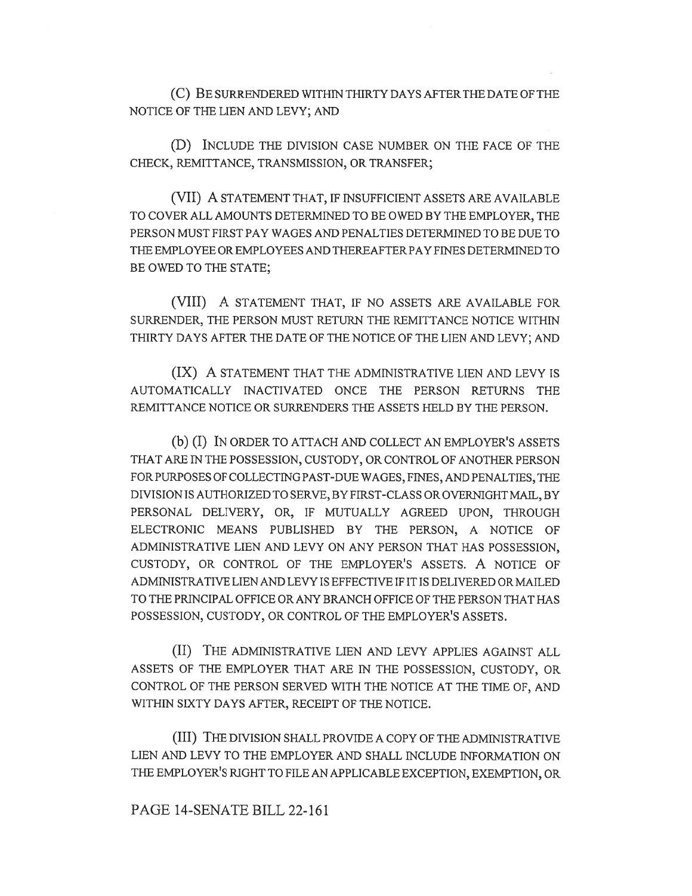(C) BE SURRENDERED WITHIN THIRTY DAYS AFTER THE DATE OF THE NOTICE OF THE LIEN AND LEVY; AND

(D) INCLUDE THE DIVISION CASE NUMBER ON THE FACE OF THE CHECK, REMITTANCE, TRANSMISSION, OR TRANSFER;

(VII) A STATEMENT THAT, IF INSUFFICIENT ASSETS ARE AVAILABLE TO COVER ALL AMOUNTS DETERMINED TO BE OWED BY THE EMPLOYER, THE PERSON MUST FIRST PAY WAGES AND PENALTIES DETERMINED TO BE DUE TO THE EMPLOYEE OR EMPLOYEES AND THEREAFTER PAY FINES DETERMINED TO BE OWED TO THE STATE;

(VIII) A STATEMENT THAT, IF NO ASSETS ARE AVAILABLE FOR SURRENDER, THE PERSON MUST RETURN THE REMITTANCE NOTICE WITHIN THIRTY DAYS AFTER THE DATE OF THE NOTICE OF THE LIEN AND LEVY; AND

(IX) A STATEMENT THAT THE ADMINISTRATIVE LIEN AND LEVY IS AUTOMATICALLY INACTIVATED ONCE THE PERSON RETURNS THE REMITTANCE NOTICE OR SURRENDERS THE ASSETS HELD BY THE PERSON.

(b) (I) IN ORDER TO ATTACH AND COLLECT AN EMPLOYER'S ASSETS THAT ARE IN THE POSSESSION, CUSTODY, OR CONTROL OF ANOTHER PERSON FOR PURPOSES OF COLLECTING PAST-DUE WAGES, FINES, AND PENALTIES, THE DIVISION IS AUTHORIZED TO SERVE, BY FIRST-CLASS OR OVERNIGHT MAIL, BY PERSONAL DELIVERY, OR, IF MUTUALLY AGREED UPON, THROUGH ELECTRONIC MEANS PUBLISHED BY THE PERSON, A NOTICE OF ADMINISTRATIVE LIEN AND LEVY ON ANY PERSON THAT HAS POSSESSION, CUSTODY, OR CONTROL OF THE EMPLOYER'S ASSETS. A NOTICE OF ADMINISTRATIVE LIEN AND LEVY IS EFFECTIVE IF IT IS DELIVERED OR MAILED TO THE PRINCIPAL OFFICE OR ANY BRANCH OFFICE OF THE PERSON THAT HAS POSSESSION, CUSTODY, OR CONTROL OF THE EMPLOYER'S ASSETS.

(II) THE ADMINISTRATIVE LIEN AND LEVY APPLIES AGAINST ALL ASSETS OF THE EMPLOYER THAT ARE IN THE POSSESSION, CUSTODY, OR CONTROL OF THE PERSON SERVED WITH THE NOTICE AT THE TIME OF, AND WITHIN SIXTY DAYS AFTER, RECEIPT OF THE NOTICE.

(III) THE DIVISION SHALL PROVIDE A COPY OF THE ADMINISTRATIVE LIEN AND LEVY TO THE EMPLOYER AND SHALL INCLUDE INFORMATION ON THE EMPLOYER'S RIGHT TO FILE AN APPLICABLE EXCEPTION, EXEMPTION, OR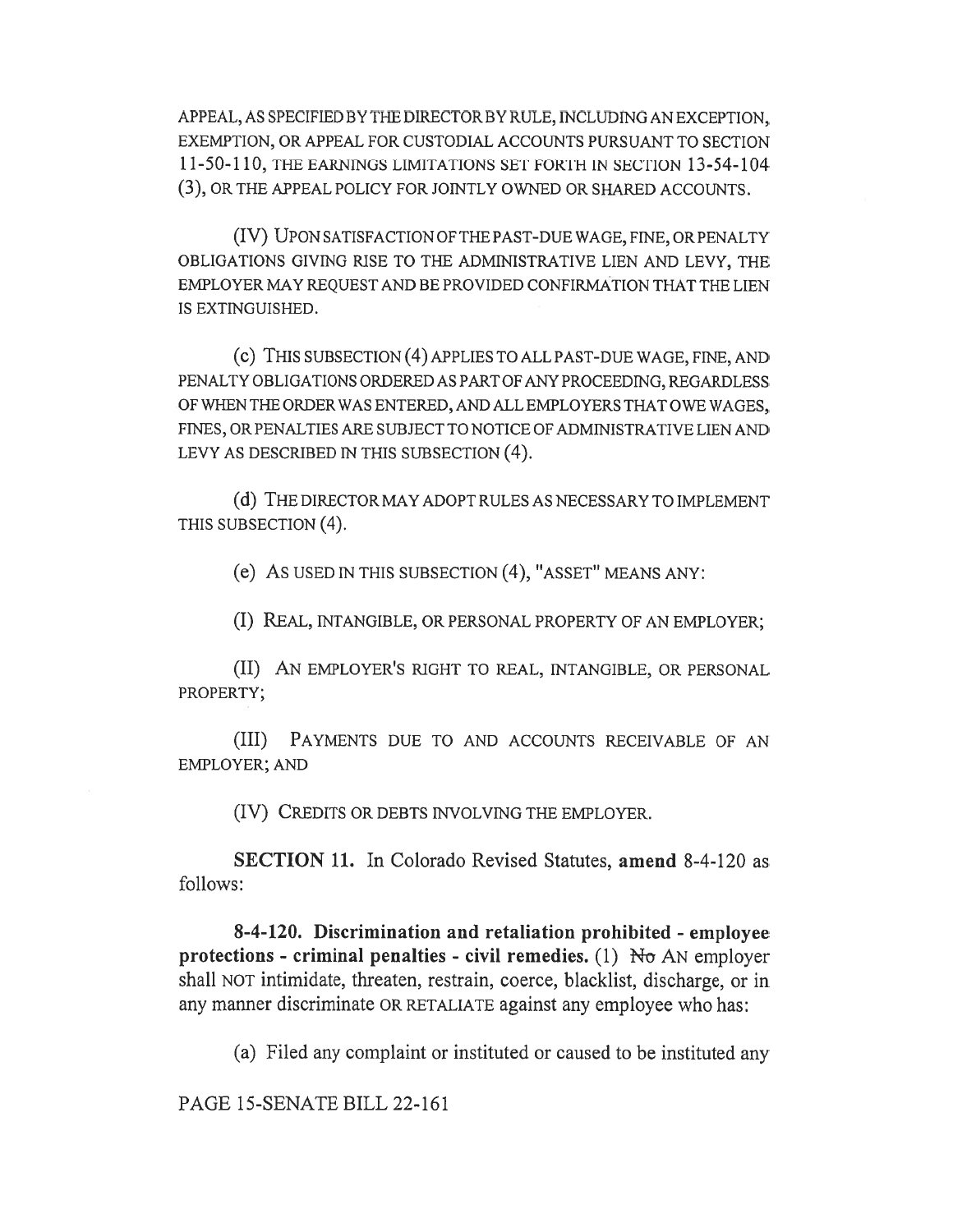APPEAL, AS SPECIFIED BY THE DIRECTOR BY RULE, INCLUDING AN EXCEPTION, EXEMPTION, OR APPEAL FOR CUSTODIAL ACCOUNTS PURSUANT TO SECTION 11-50-110, THE EARNINGS LIMITATIONS SET FORTH IN SECTION 13-54-104 (3), OR THE APPEAL POLICY FOR JOINTLY OWNED OR SHARED ACCOUNTS.

(IV) UPON SATISFACTION OF THE PAST-DUE WAGE, FINE, OR PENALTY OBLIGATIONS GIVING RISE TO THE ADMINISTRATIVE LIEN AND LEVY, THE EMPLOYER MAY REQUEST AND BE PROVIDED CONFIRMATION THAT THE LIEN IS EXTINGUISHED.

(c) THIS SUBSECTION (4) APPLIES TO ALL PAST-DUE WAGE, FINE, AND PENALTY OBLIGATIONS ORDERED AS PART OF ANY PROCEEDING, REGARDLESS OF WHEN THE ORDER WAS ENTERED, AND ALL EMPLOYERS THAT OWE WAGES, FINES, OR PENALTIES ARE SUBJECT TO NOTICE OF ADMINISTRATIVE LIEN AND LEVY AS DESCRIBED IN THIS SUBSECTION (4).

(d) THE DIRECTOR MAY ADOPT RULES AS NECESSARY TO IMPLEMENT THIS SUBSECTION (4).

(e) AS USED IN THIS SUBSECTION (4), "ASSET" MEANS ANY:

(I) REAL, INTANGIBLE, OR PERSONAL PROPERTY OF AN EMPLOYER;

(II) AN EMPLOYER'S RIGHT TO REAL, INTANGIBLE, OR PERSONAL PROPERTY;

(III) PAYMENTS DUE TO AND ACCOUNTS RECEIVABLE OF AN EMPLOYER; AND

(IV) CREDITS OR DEBTS INVOLVING THE EMPLOYER.

**SECTION 11.** In Colorado Revised Statutes, **amend** 8-4-120 as follows:

**8-4-120. Discrimination and retaliation prohibited - employee protections - criminal penalties - civil remedies.** (1) ~~No~~ AN employer shall NOT intimidate, threaten, restrain, coerce, blacklist, discharge, or in any manner discriminate OR RETALIATE against any employee who has:

(a) Filed any complaint or instituted or caused to be instituted any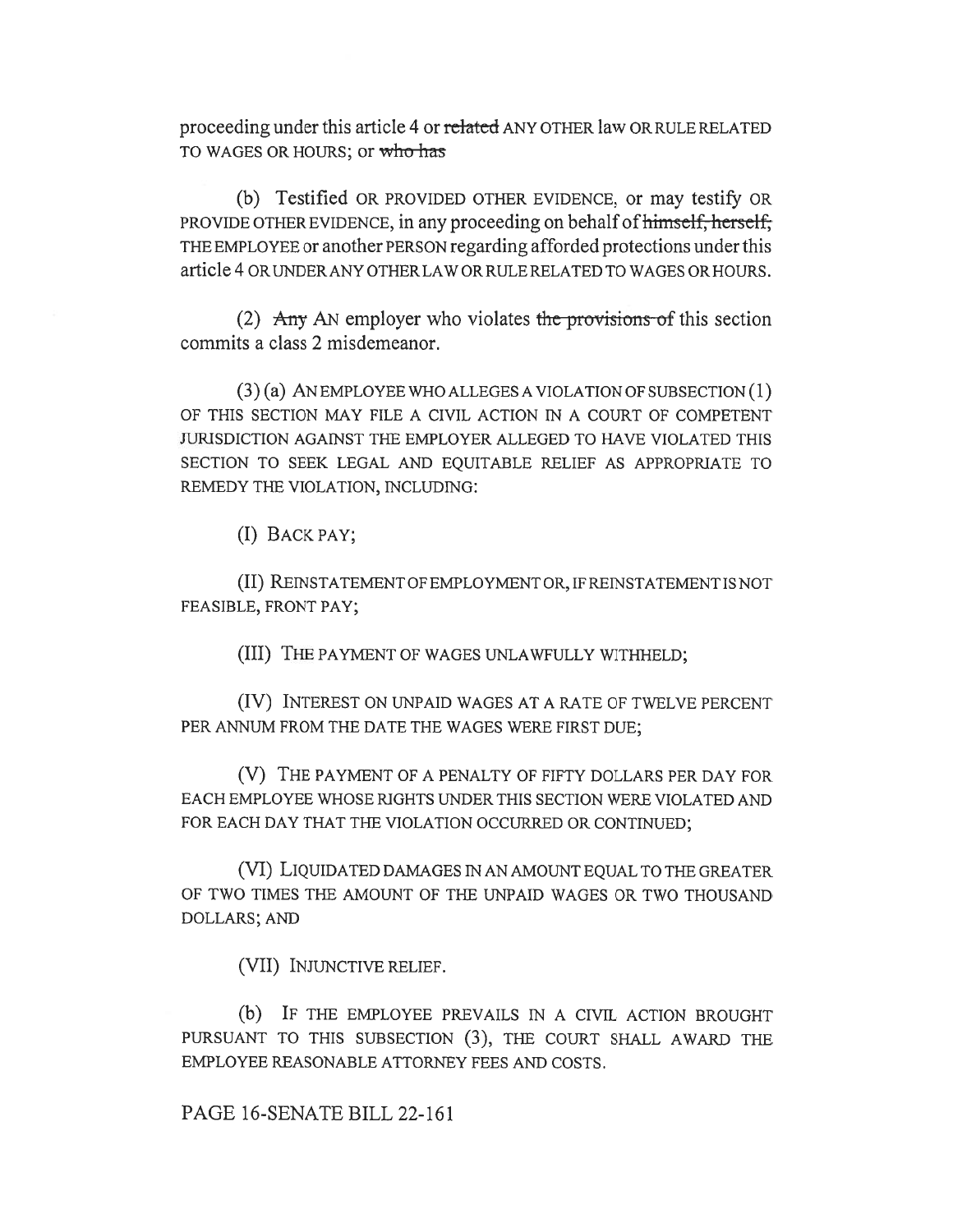proceeding under this article 4 or ~~related~~ ANY OTHER law OR RULE RELATED TO WAGES OR HOURS; or ~~who has~~

(b) Testified OR PROVIDED OTHER EVIDENCE, or may testify OR PROVIDE OTHER EVIDENCE, in any proceeding on behalf of ~~himself, herself,~~ THE EMPLOYEE or another PERSON regarding afforded protections under this article 4 OR UNDER ANY OTHER LAW OR RULE RELATED TO WAGES OR HOURS.

(2) ~~Any~~ AN employer who violates ~~the provisions of~~ this section commits a class 2 misdemeanor.

(3) (a) AN EMPLOYEE WHO ALLEGES A VIOLATION OF SUBSECTION (1) OF THIS SECTION MAY FILE A CIVIL ACTION IN A COURT OF COMPETENT JURISDICTION AGAINST THE EMPLOYER ALLEGED TO HAVE VIOLATED THIS SECTION TO SEEK LEGAL AND EQUITABLE RELIEF AS APPROPRIATE TO REMEDY THE VIOLATION, INCLUDING:

(I) BACK PAY;

(II) REINSTATEMENT OF EMPLOYMENT OR, IF REINSTATEMENT IS NOT FEASIBLE, FRONT PAY;

(III) THE PAYMENT OF WAGES UNLAWFULLY WITHHELD;

(IV) INTEREST ON UNPAID WAGES AT A RATE OF TWELVE PERCENT PER ANNUM FROM THE DATE THE WAGES WERE FIRST DUE;

(V) THE PAYMENT OF A PENALTY OF FIFTY DOLLARS PER DAY FOR EACH EMPLOYEE WHOSE RIGHTS UNDER THIS SECTION WERE VIOLATED AND FOR EACH DAY THAT THE VIOLATION OCCURRED OR CONTINUED;

(VI) LIQUIDATED DAMAGES IN AN AMOUNT EQUAL TO THE GREATER OF TWO TIMES THE AMOUNT OF THE UNPAID WAGES OR TWO THOUSAND DOLLARS; AND

(VII) INJUNCTIVE RELIEF.

(b) IF THE EMPLOYEE PREVAILS IN A CIVIL ACTION BROUGHT PURSUANT TO THIS SUBSECTION (3), THE COURT SHALL AWARD THE EMPLOYEE REASONABLE ATTORNEY FEES AND COSTS.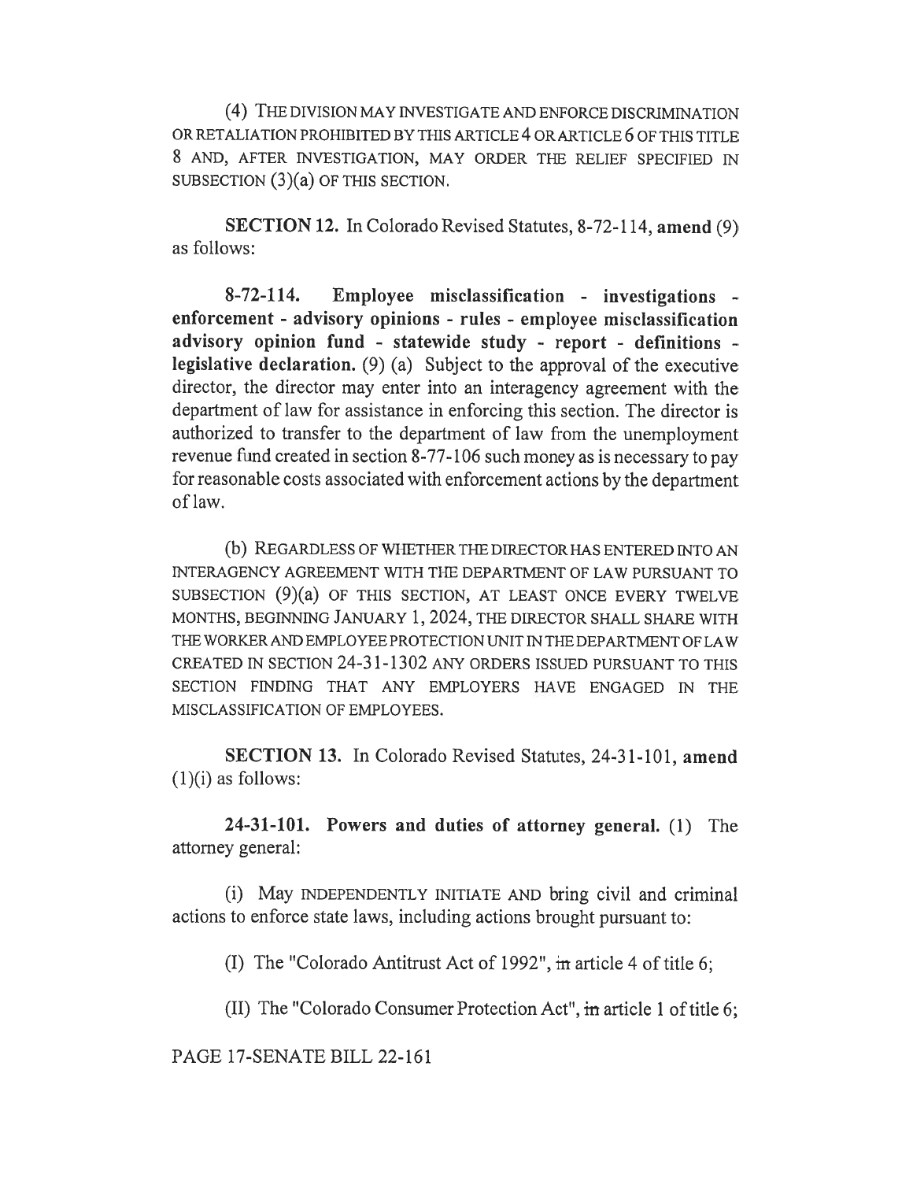(4) THE DIVISION MAY INVESTIGATE AND ENFORCE DISCRIMINATION OR RETALIATION PROHIBITED BY THIS ARTICLE 4 OR ARTICLE 6 OF THIS TITLE 8 AND, AFTER INVESTIGATION, MAY ORDER THE RELIEF SPECIFIED IN SUBSECTION (3)(a) OF THIS SECTION.

**SECTION 12.** In Colorado Revised Statutes, 8-72-114, **amend** (9) as follows:

**8-72-114. Employee misclassification - investigations - enforcement - advisory opinions - rules - employee misclassification advisory opinion fund - statewide study - report - definitions - legislative declaration.** (9) (a) Subject to the approval of the executive director, the director may enter into an interagency agreement with the department of law for assistance in enforcing this section. The director is authorized to transfer to the department of law from the unemployment revenue fund created in section 8-77-106 such money as is necessary to pay for reasonable costs associated with enforcement actions by the department of law.

(b) REGARDLESS OF WHETHER THE DIRECTOR HAS ENTERED INTO AN INTERAGENCY AGREEMENT WITH THE DEPARTMENT OF LAW PURSUANT TO SUBSECTION (9)(a) OF THIS SECTION, AT LEAST ONCE EVERY TWELVE MONTHS, BEGINNING JANUARY 1, 2024, THE DIRECTOR SHALL SHARE WITH THE WORKER AND EMPLOYEE PROTECTION UNIT IN THE DEPARTMENT OF LAW CREATED IN SECTION 24-31-1302 ANY ORDERS ISSUED PURSUANT TO THIS SECTION FINDING THAT ANY EMPLOYERS HAVE ENGAGED IN THE MISCLASSIFICATION OF EMPLOYEES.

**SECTION 13.** In Colorado Revised Statutes, 24-31-101, **amend** (1)(i) as follows:

**24-31-101. Powers and duties of attorney general.** (1) The attorney general:

(i) May INDEPENDENTLY INITIATE AND bring civil and criminal actions to enforce state laws, including actions brought pursuant to:

(I) The "Colorado Antitrust Act of 1992", ~~in~~ article 4 of title 6;

(II) The "Colorado Consumer Protection Act", ~~in~~ article 1 of title 6;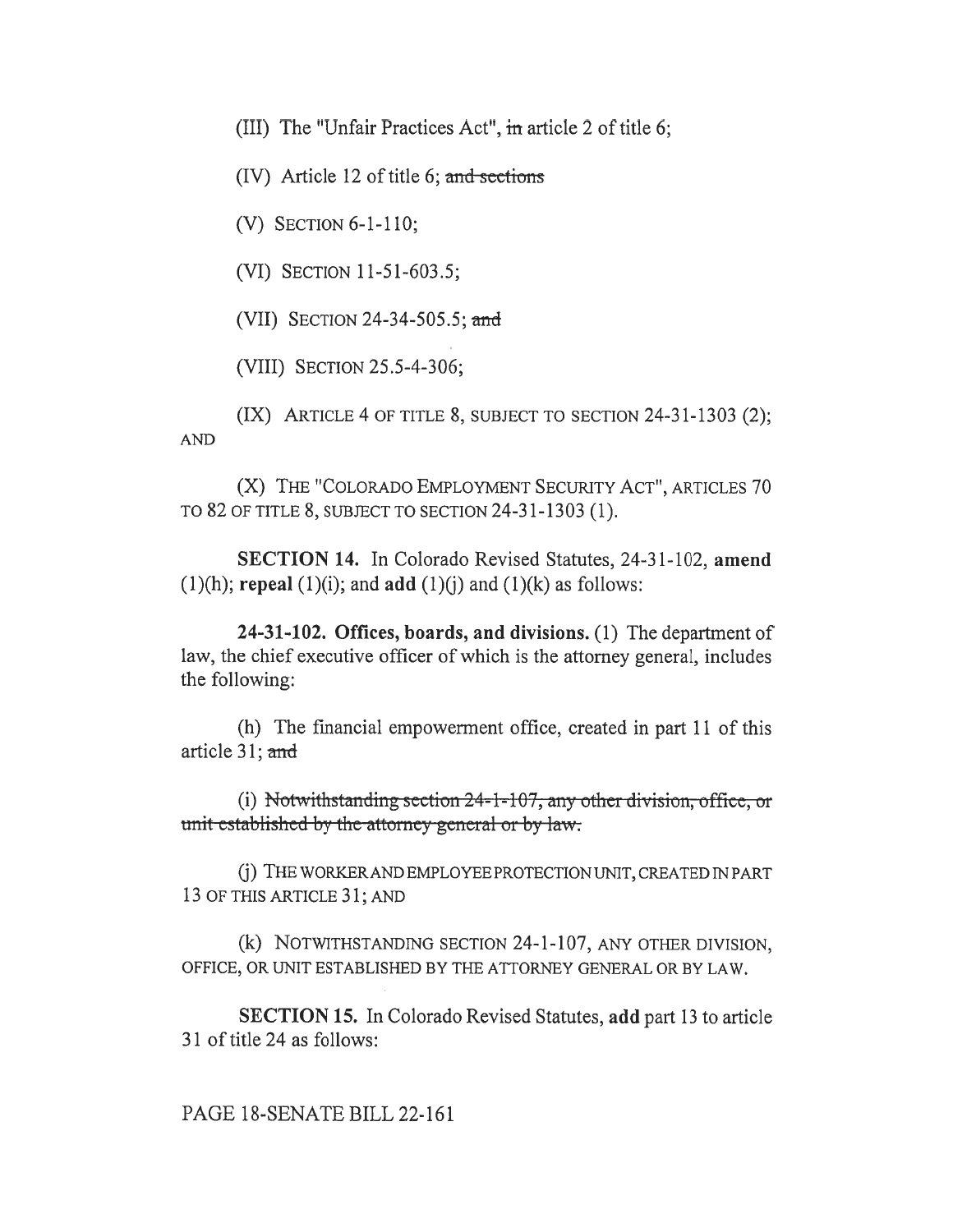(III) The "Unfair Practices Act", ~~in~~ article 2 of title 6;

(IV) Article 12 of title 6; ~~and sections~~

(V) SECTION 6-1-110;

(VI) SECTION 11-51-603.5;

(VII) SECTION 24-34-505.5; ~~and~~

(VIII) SECTION 25.5-4-306;

(IX) ARTICLE 4 OF TITLE 8, SUBJECT TO SECTION 24-31-1303 (2); AND

(X) THE "COLORADO EMPLOYMENT SECURITY ACT", ARTICLES 70 TO 82 OF TITLE 8, SUBJECT TO SECTION 24-31-1303 (1).

**SECTION 14.** In Colorado Revised Statutes, 24-31-102, **amend** (1)(h); **repeal** (1)(i); and **add** (1)(j) and (1)(k) as follows:

**24-31-102. Offices, boards, and divisions.** (1) The department of law, the chief executive officer of which is the attorney general, includes the following:

(h) The financial empowerment office, created in part 11 of this article 31; ~~and~~

(i) ~~Notwithstanding section 24-1-107, any other division, office, or unit established by the attorney general or by law.~~

(j) THE WORKER AND EMPLOYEE PROTECTION UNIT, CREATED IN PART 13 OF THIS ARTICLE 31; AND

(k) NOTWITHSTANDING SECTION 24-1-107, ANY OTHER DIVISION, OFFICE, OR UNIT ESTABLISHED BY THE ATTORNEY GENERAL OR BY LAW.

**SECTION 15.** In Colorado Revised Statutes, **add** part 13 to article 31 of title 24 as follows:

PAGE 18-SENATE BILL 22-161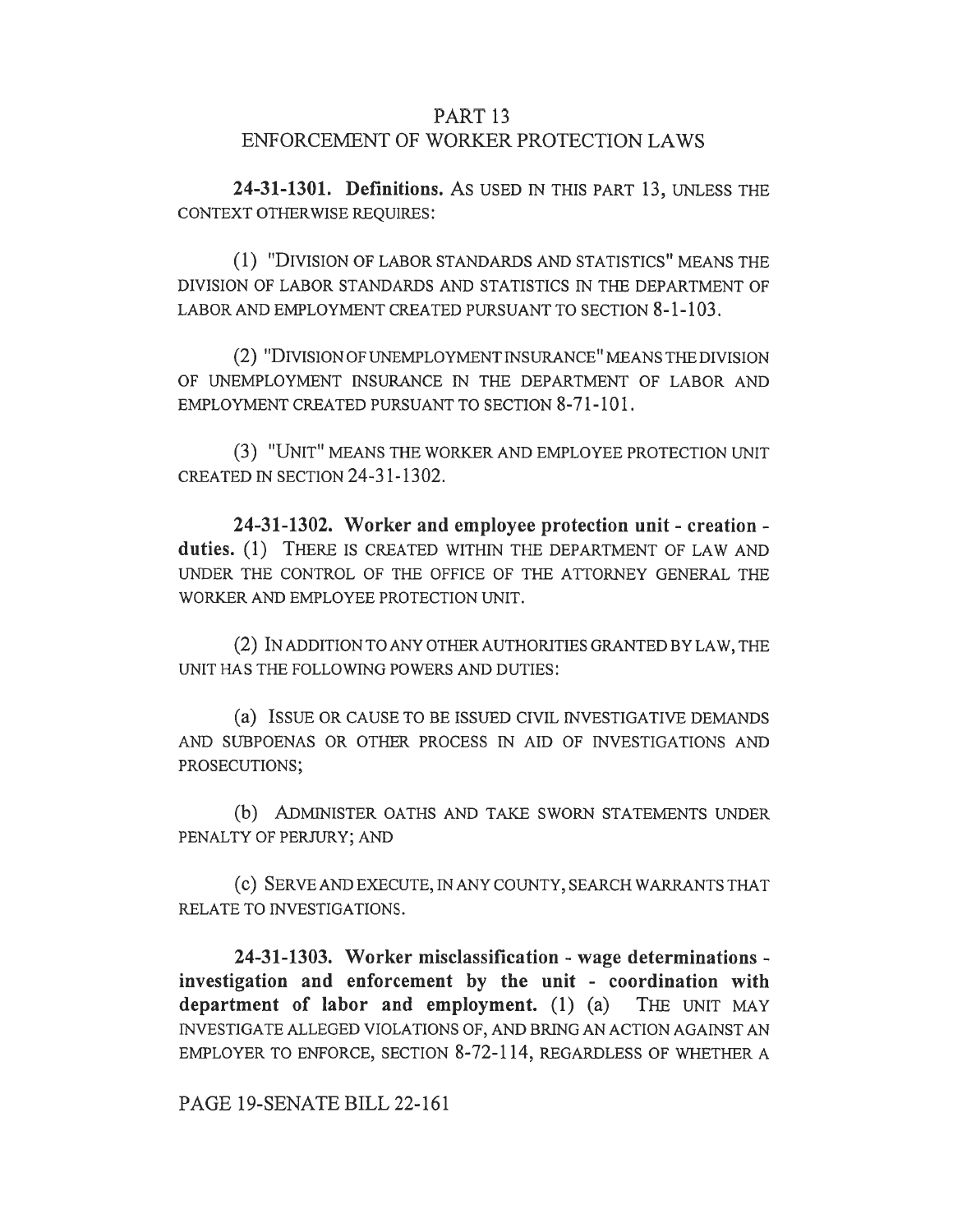## PART 13
## ENFORCEMENT OF WORKER PROTECTION LAWS

**24-31-1301. Definitions.** AS USED IN THIS PART 13, UNLESS THE CONTEXT OTHERWISE REQUIRES:

(1) "DIVISION OF LABOR STANDARDS AND STATISTICS" MEANS THE DIVISION OF LABOR STANDARDS AND STATISTICS IN THE DEPARTMENT OF LABOR AND EMPLOYMENT CREATED PURSUANT TO SECTION 8-1-103.

(2) "DIVISION OF UNEMPLOYMENT INSURANCE" MEANS THE DIVISION OF UNEMPLOYMENT INSURANCE IN THE DEPARTMENT OF LABOR AND EMPLOYMENT CREATED PURSUANT TO SECTION 8-71-101.

(3) "UNIT" MEANS THE WORKER AND EMPLOYEE PROTECTION UNIT CREATED IN SECTION 24-31-1302.

**24-31-1302. Worker and employee protection unit - creation - duties.** (1) THERE IS CREATED WITHIN THE DEPARTMENT OF LAW AND UNDER THE CONTROL OF THE OFFICE OF THE ATTORNEY GENERAL THE WORKER AND EMPLOYEE PROTECTION UNIT.

(2) IN ADDITION TO ANY OTHER AUTHORITIES GRANTED BY LAW, THE UNIT HAS THE FOLLOWING POWERS AND DUTIES:

(a) ISSUE OR CAUSE TO BE ISSUED CIVIL INVESTIGATIVE DEMANDS AND SUBPOENAS OR OTHER PROCESS IN AID OF INVESTIGATIONS AND PROSECUTIONS;

(b) ADMINISTER OATHS AND TAKE SWORN STATEMENTS UNDER PENALTY OF PERJURY; AND

(c) SERVE AND EXECUTE, IN ANY COUNTY, SEARCH WARRANTS THAT RELATE TO INVESTIGATIONS.

**24-31-1303. Worker misclassification - wage determinations - investigation and enforcement by the unit - coordination with department of labor and employment.** (1) (a) THE UNIT MAY INVESTIGATE ALLEGED VIOLATIONS OF, AND BRING AN ACTION AGAINST AN EMPLOYER TO ENFORCE, SECTION 8-72-114, REGARDLESS OF WHETHER A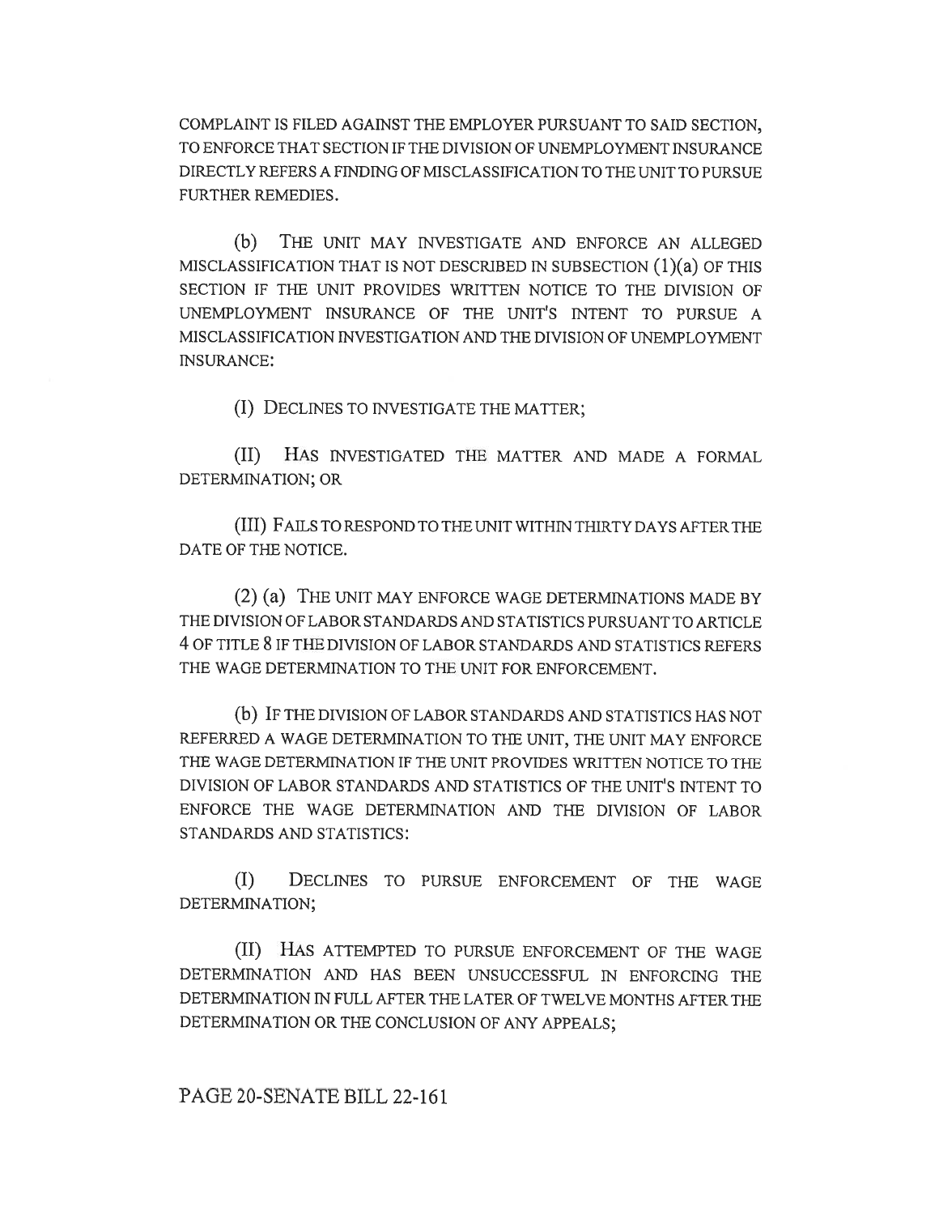COMPLAINT IS FILED AGAINST THE EMPLOYER PURSUANT TO SAID SECTION, TO ENFORCE THAT SECTION IF THE DIVISION OF UNEMPLOYMENT INSURANCE DIRECTLY REFERS A FINDING OF MISCLASSIFICATION TO THE UNIT TO PURSUE FURTHER REMEDIES.

(b) THE UNIT MAY INVESTIGATE AND ENFORCE AN ALLEGED MISCLASSIFICATION THAT IS NOT DESCRIBED IN SUBSECTION (1)(a) OF THIS SECTION IF THE UNIT PROVIDES WRITTEN NOTICE TO THE DIVISION OF UNEMPLOYMENT INSURANCE OF THE UNIT'S INTENT TO PURSUE A MISCLASSIFICATION INVESTIGATION AND THE DIVISION OF UNEMPLOYMENT INSURANCE:

(I) DECLINES TO INVESTIGATE THE MATTER;

(II) HAS INVESTIGATED THE MATTER AND MADE A FORMAL DETERMINATION; OR

(III) FAILS TO RESPOND TO THE UNIT WITHIN THIRTY DAYS AFTER THE DATE OF THE NOTICE.

(2) (a) THE UNIT MAY ENFORCE WAGE DETERMINATIONS MADE BY THE DIVISION OF LABOR STANDARDS AND STATISTICS PURSUANT TO ARTICLE 4 OF TITLE 8 IF THE DIVISION OF LABOR STANDARDS AND STATISTICS REFERS THE WAGE DETERMINATION TO THE UNIT FOR ENFORCEMENT.

(b) IF THE DIVISION OF LABOR STANDARDS AND STATISTICS HAS NOT REFERRED A WAGE DETERMINATION TO THE UNIT, THE UNIT MAY ENFORCE THE WAGE DETERMINATION IF THE UNIT PROVIDES WRITTEN NOTICE TO THE DIVISION OF LABOR STANDARDS AND STATISTICS OF THE UNIT'S INTENT TO ENFORCE THE WAGE DETERMINATION AND THE DIVISION OF LABOR STANDARDS AND STATISTICS:

(I) DECLINES TO PURSUE ENFORCEMENT OF THE WAGE DETERMINATION;

(II) HAS ATTEMPTED TO PURSUE ENFORCEMENT OF THE WAGE DETERMINATION AND HAS BEEN UNSUCCESSFUL IN ENFORCING THE DETERMINATION IN FULL AFTER THE LATER OF TWELVE MONTHS AFTER THE DETERMINATION OR THE CONCLUSION OF ANY APPEALS;

PAGE 20-SENATE BILL 22-161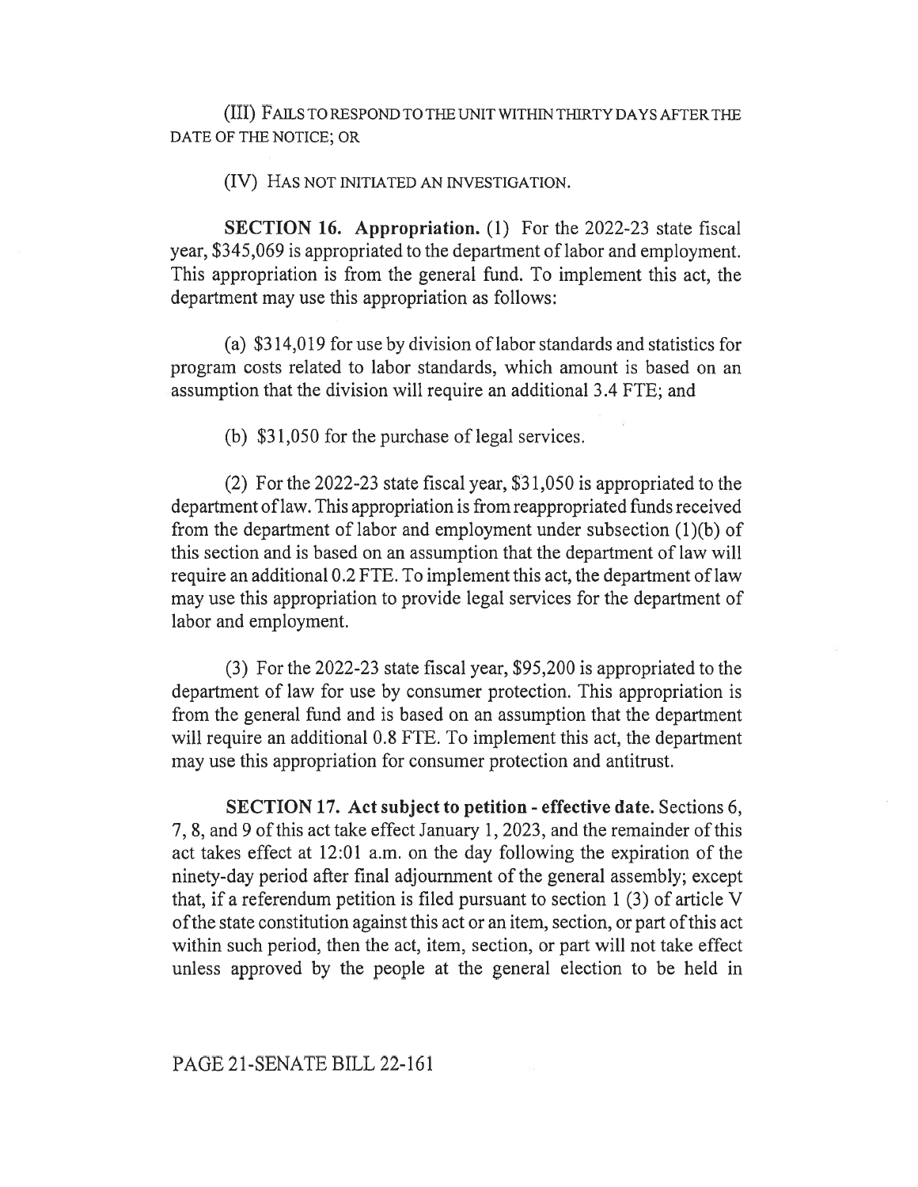(III) FAILS TO RESPOND TO THE UNIT WITHIN THIRTY DAYS AFTER THE DATE OF THE NOTICE; OR

(IV) HAS NOT INITIATED AN INVESTIGATION.

**SECTION 16. Appropriation.** (1) For the 2022-23 state fiscal year, $345,069 is appropriated to the department of labor and employment. This appropriation is from the general fund. To implement this act, the department may use this appropriation as follows:

(a) $314,019 for use by division of labor standards and statistics for program costs related to labor standards, which amount is based on an assumption that the division will require an additional 3.4 FTE; and

(b) $31,050 for the purchase of legal services.

(2) For the 2022-23 state fiscal year, $31,050 is appropriated to the department of law. This appropriation is from reappropriated funds received from the department of labor and employment under subsection (1)(b) of this section and is based on an assumption that the department of law will require an additional 0.2 FTE. To implement this act, the department of law may use this appropriation to provide legal services for the department of labor and employment.

(3) For the 2022-23 state fiscal year, $95,200 is appropriated to the department of law for use by consumer protection. This appropriation is from the general fund and is based on an assumption that the department will require an additional 0.8 FTE. To implement this act, the department may use this appropriation for consumer protection and antitrust.

**SECTION 17. Act subject to petition - effective date.** Sections 6, 7, 8, and 9 of this act take effect January 1, 2023, and the remainder of this act takes effect at 12:01 a.m. on the day following the expiration of the ninety-day period after final adjournment of the general assembly; except that, if a referendum petition is filed pursuant to section 1 (3) of article V of the state constitution against this act or an item, section, or part of this act within such period, then the act, item, section, or part will not take effect unless approved by the people at the general election to be held in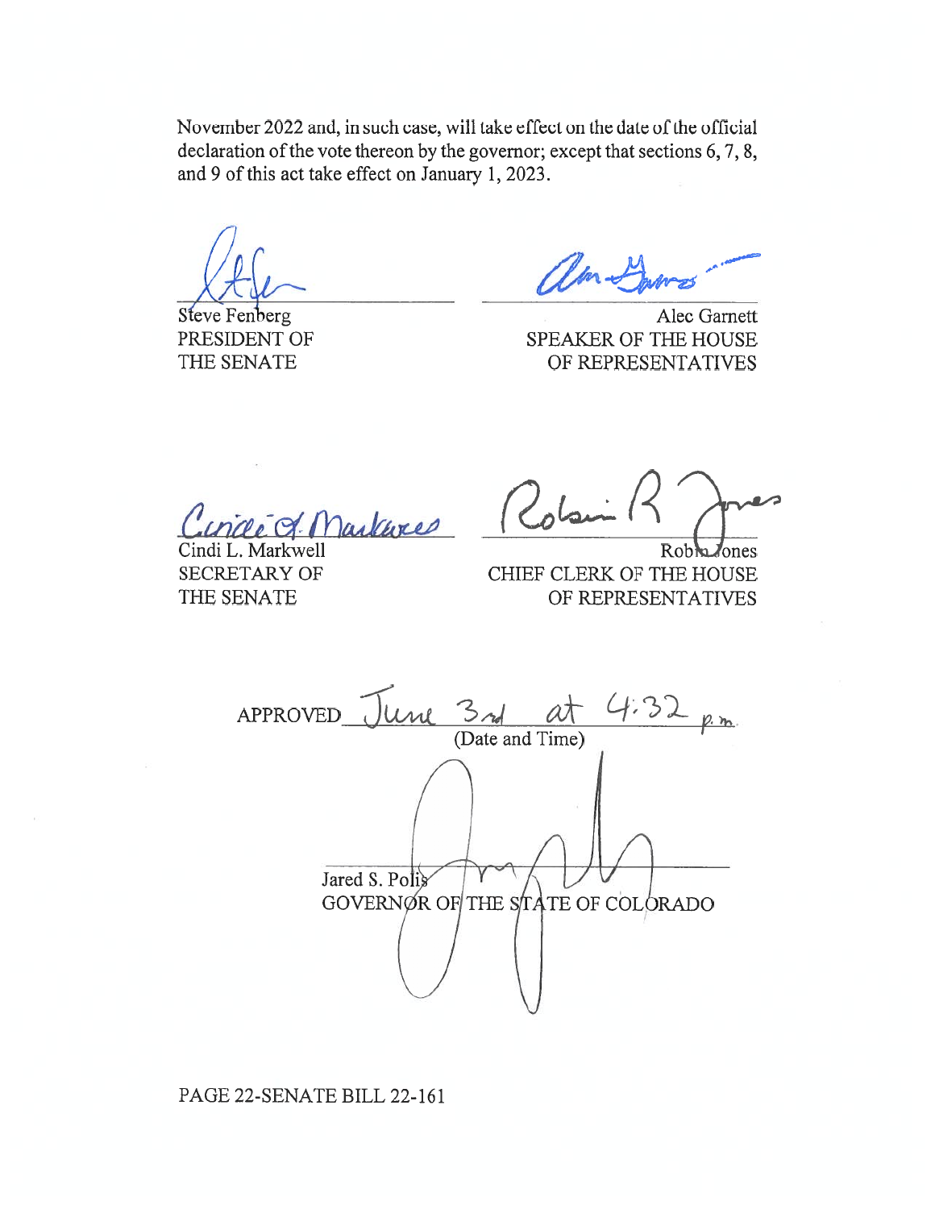November 2022 and, in such case, will take effect on the date of the official declaration of the vote thereon by the governor; except that sections 6, 7, 8, and 9 of this act take effect on January 1, 2023.

Steve Fenberg
PRESIDENT OF
THE SENATE

Alec Garnett
SPEAKER OF THE HOUSE
OF REPRESENTATIVES

Cindi L. Markwell
SECRETARY OF
THE SENATE

Robin Jones
CHIEF CLERK OF THE HOUSE
OF REPRESENTATIVES

APPROVED June 3rd at 4:32 p.m.
(Date and Time)

Jared S. Polis
GOVERNOR OF THE STATE OF COLORADO

PAGE 22-SENATE BILL 22-161